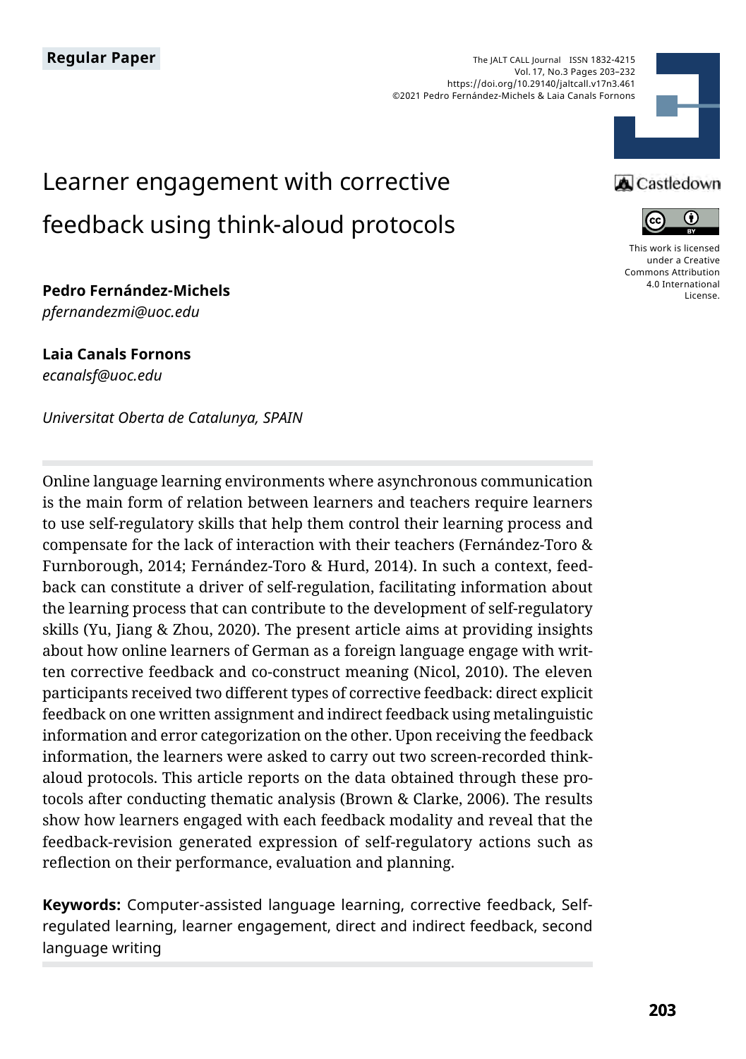Regular Paper

The JALT CALL Journal ISSN 1832-4215
Vol. 17, No.3 Pages 203–232
https://doi.org/10.29140/jaltcall.v17n3.461
©2021 Pedro Fernández-Michels & Laia Canals Fornons

This work is licensed under a Creative Commons Attribution 4.0 International License.

# Learner engagement with corrective feedback using think-aloud protocols

**Pedro Fernández-Michels**
*pfernandezmi@uoc.edu*

**Laia Canals Fornons**
*ecanalsf@uoc.edu*

*Universitat Oberta de Catalunya, SPAIN*

Online language learning environments where asynchronous communication is the main form of relation between learners and teachers require learners to use self-regulatory skills that help them control their learning process and compensate for the lack of interaction with their teachers (Fernández-Toro & Furnborough, 2014; Fernández-Toro & Hurd, 2014). In such a context, feedback can constitute a driver of self-regulation, facilitating information about the learning process that can contribute to the development of self-regulatory skills (Yu, Jiang & Zhou, 2020). The present article aims at providing insights about how online learners of German as a foreign language engage with written corrective feedback and co-construct meaning (Nicol, 2010). The eleven participants received two different types of corrective feedback: direct explicit feedback on one written assignment and indirect feedback using metalinguistic information and error categorization on the other. Upon receiving the feedback information, the learners were asked to carry out two screen-recorded think-aloud protocols. This article reports on the data obtained through these protocols after conducting thematic analysis (Brown & Clarke, 2006). The results show how learners engaged with each feedback modality and reveal that the feedback-revision generated expression of self-regulatory actions such as reflection on their performance, evaluation and planning.

**Keywords:** Computer-assisted language learning, corrective feedback, Self-regulated learning, learner engagement, direct and indirect feedback, second language writing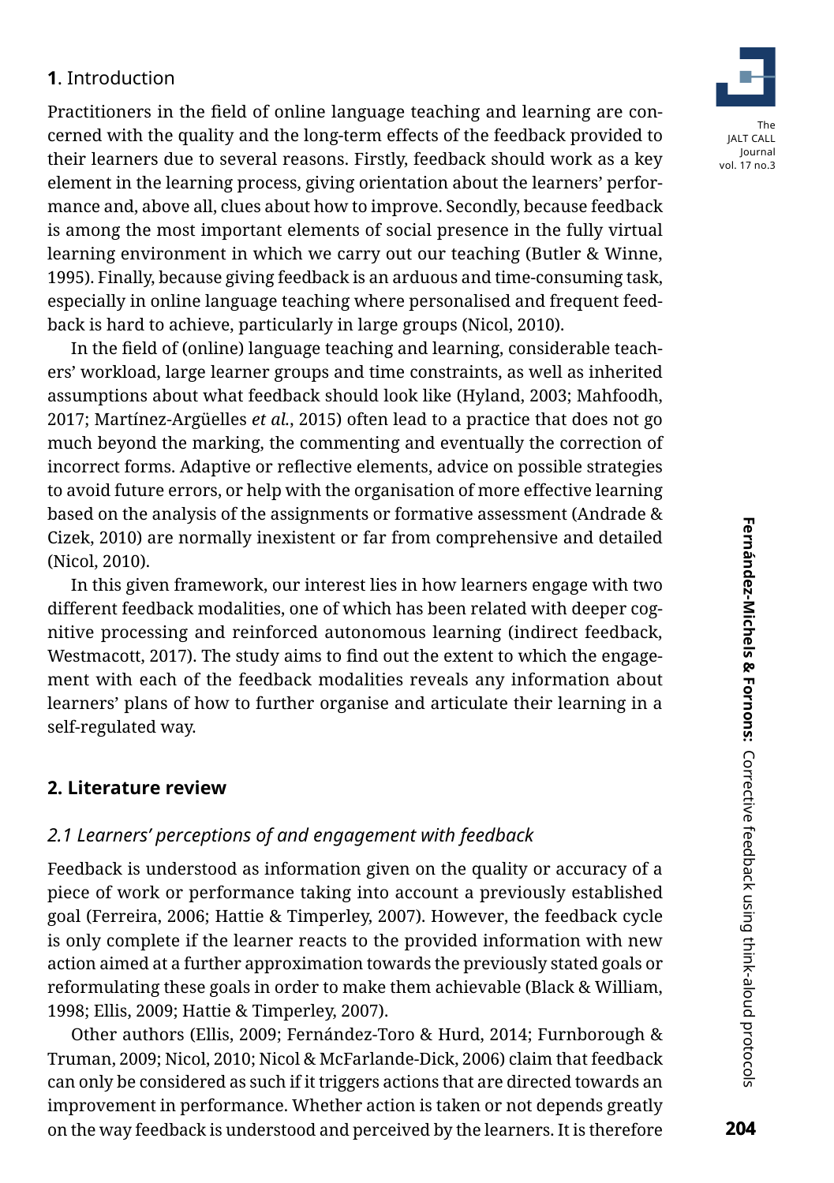## **1**. Introduction

Practitioners in the field of online language teaching and learning are concerned with the quality and the long-term effects of the feedback provided to their learners due to several reasons. Firstly, feedback should work as a key element in the learning process, giving orientation about the learners' performance and, above all, clues about how to improve. Secondly, because feedback is among the most important elements of social presence in the fully virtual learning environment in which we carry out our teaching (Butler & Winne, 1995). Finally, because giving feedback is an arduous and time-consuming task, especially in online language teaching where personalised and frequent feedback is hard to achieve, particularly in large groups (Nicol, 2010).

In the field of (online) language teaching and learning, considerable teachers' workload, large learner groups and time constraints, as well as inherited assumptions about what feedback should look like (Hyland, 2003; Mahfoodh, 2017; Martínez-Argüelles *et al.*, 2015) often lead to a practice that does not go much beyond the marking, the commenting and eventually the correction of incorrect forms. Adaptive or reflective elements, advice on possible strategies to avoid future errors, or help with the organisation of more effective learning based on the analysis of the assignments or formative assessment (Andrade & Cizek, 2010) are normally inexistent or far from comprehensive and detailed (Nicol, 2010).

In this given framework, our interest lies in how learners engage with two different feedback modalities, one of which has been related with deeper cognitive processing and reinforced autonomous learning (indirect feedback, Westmacott, 2017). The study aims to find out the extent to which the engagement with each of the feedback modalities reveals any information about learners' plans of how to further organise and articulate their learning in a self-regulated way.

## **2. Literature review**

### *2.1 Learners' perceptions of and engagement with feedback*

Feedback is understood as information given on the quality or accuracy of a piece of work or performance taking into account a previously established goal (Ferreira, 2006; Hattie & Timperley, 2007). However, the feedback cycle is only complete if the learner reacts to the provided information with new action aimed at a further approximation towards the previously stated goals or reformulating these goals in order to make them achievable (Black & William, 1998; Ellis, 2009; Hattie & Timperley, 2007).

Other authors (Ellis, 2009; Fernández-Toro & Hurd, 2014; Furnborough & Truman, 2009; Nicol, 2010; Nicol & McFarlande-Dick, 2006) claim that feedback can only be considered as such if it triggers actions that are directed towards an improvement in performance. Whether action is taken or not depends greatly on the way feedback is understood and perceived by the learners. It is therefore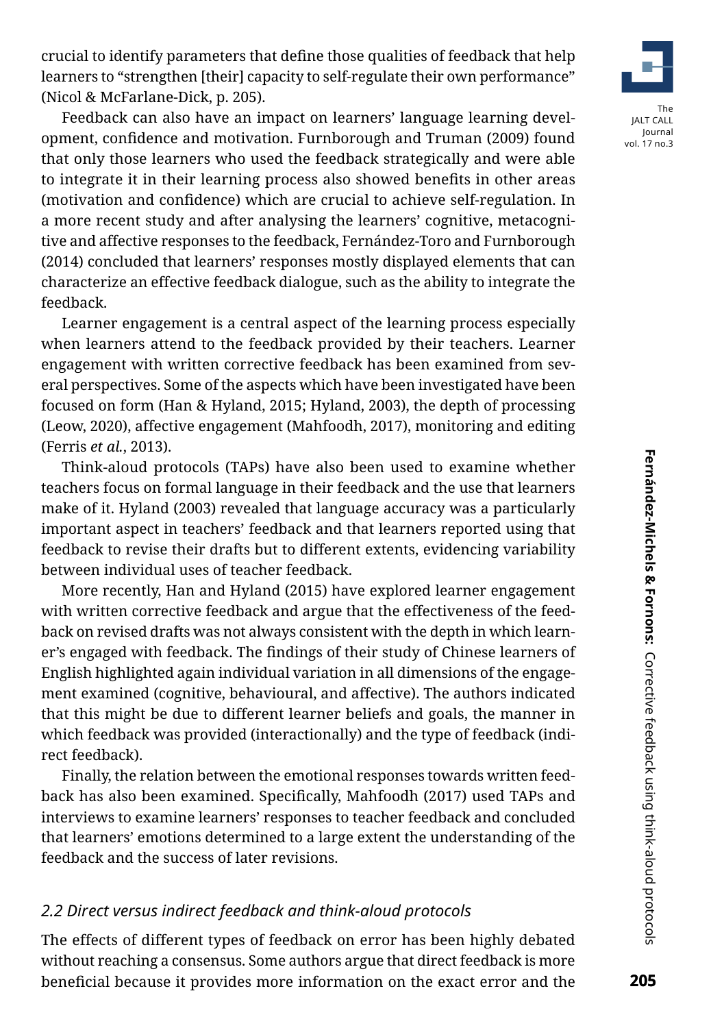crucial to identify parameters that define those qualities of feedback that help learners to "strengthen [their] capacity to self-regulate their own performance" (Nicol & McFarlane-Dick, p. 205).

Feedback can also have an impact on learners' language learning development, confidence and motivation. Furnborough and Truman (2009) found that only those learners who used the feedback strategically and were able to integrate it in their learning process also showed benefits in other areas (motivation and confidence) which are crucial to achieve self-regulation. In a more recent study and after analysing the learners' cognitive, metacognitive and affective responses to the feedback, Fernández-Toro and Furnborough (2014) concluded that learners' responses mostly displayed elements that can characterize an effective feedback dialogue, such as the ability to integrate the feedback.

Learner engagement is a central aspect of the learning process especially when learners attend to the feedback provided by their teachers. Learner engagement with written corrective feedback has been examined from several perspectives. Some of the aspects which have been investigated have been focused on form (Han & Hyland, 2015; Hyland, 2003), the depth of processing (Leow, 2020), affective engagement (Mahfoodh, 2017), monitoring and editing (Ferris *et al.*, 2013).

Think-aloud protocols (TAPs) have also been used to examine whether teachers focus on formal language in their feedback and the use that learners make of it. Hyland (2003) revealed that language accuracy was a particularly important aspect in teachers' feedback and that learners reported using that feedback to revise their drafts but to different extents, evidencing variability between individual uses of teacher feedback.

More recently, Han and Hyland (2015) have explored learner engagement with written corrective feedback and argue that the effectiveness of the feedback on revised drafts was not always consistent with the depth in which learner's engaged with feedback. The findings of their study of Chinese learners of English highlighted again individual variation in all dimensions of the engagement examined (cognitive, behavioural, and affective). The authors indicated that this might be due to different learner beliefs and goals, the manner in which feedback was provided (interactionally) and the type of feedback (indirect feedback).

Finally, the relation between the emotional responses towards written feedback has also been examined. Specifically, Mahfoodh (2017) used TAPs and interviews to examine learners' responses to teacher feedback and concluded that learners' emotions determined to a large extent the understanding of the feedback and the success of later revisions.

### *2.2 Direct versus indirect feedback and think-aloud protocols*

The effects of different types of feedback on error has been highly debated without reaching a consensus. Some authors argue that direct feedback is more beneficial because it provides more information on the exact error and the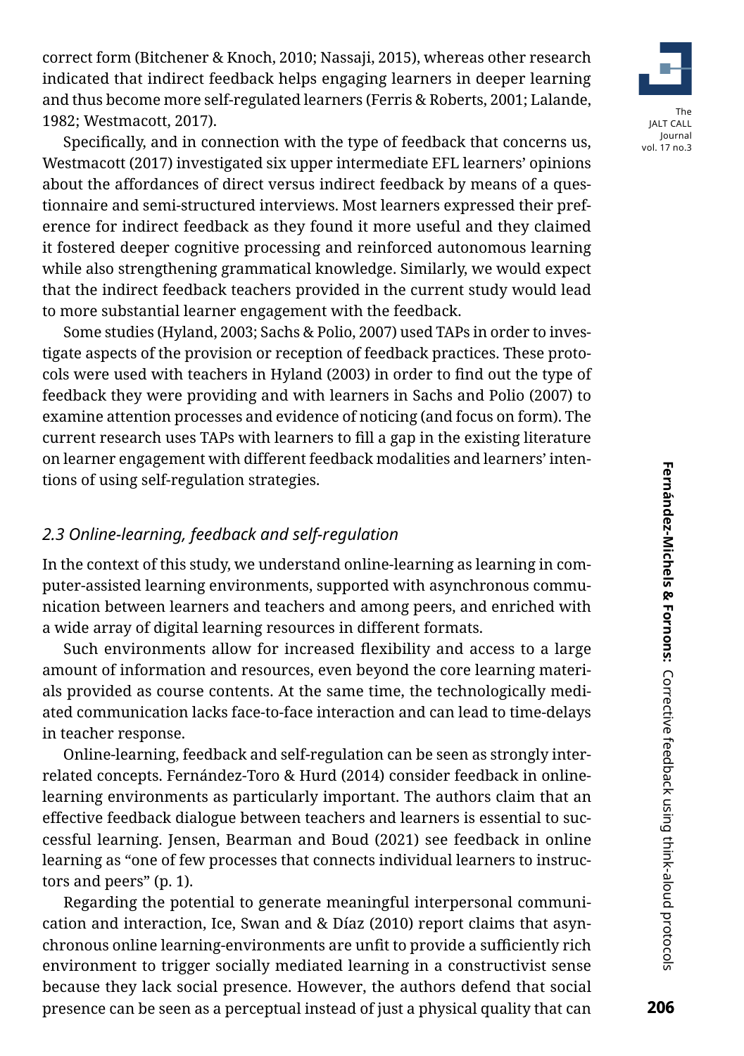correct form (Bitchener & Knoch, 2010; Nassaji, 2015), whereas other research indicated that indirect feedback helps engaging learners in deeper learning and thus become more self-regulated learners (Ferris & Roberts, 2001; Lalande, 1982; Westmacott, 2017).

Specifically, and in connection with the type of feedback that concerns us, Westmacott (2017) investigated six upper intermediate EFL learners' opinions about the affordances of direct versus indirect feedback by means of a questionnaire and semi-structured interviews. Most learners expressed their preference for indirect feedback as they found it more useful and they claimed it fostered deeper cognitive processing and reinforced autonomous learning while also strengthening grammatical knowledge. Similarly, we would expect that the indirect feedback teachers provided in the current study would lead to more substantial learner engagement with the feedback.

Some studies (Hyland, 2003; Sachs & Polio, 2007) used TAPs in order to investigate aspects of the provision or reception of feedback practices. These protocols were used with teachers in Hyland (2003) in order to find out the type of feedback they were providing and with learners in Sachs and Polio (2007) to examine attention processes and evidence of noticing (and focus on form). The current research uses TAPs with learners to fill a gap in the existing literature on learner engagement with different feedback modalities and learners' intentions of using self-regulation strategies.

### *2.3 Online-learning, feedback and self-regulation*

In the context of this study, we understand online-learning as learning in computer-assisted learning environments, supported with asynchronous communication between learners and teachers and among peers, and enriched with a wide array of digital learning resources in different formats.

Such environments allow for increased flexibility and access to a large amount of information and resources, even beyond the core learning materials provided as course contents. At the same time, the technologically mediated communication lacks face-to-face interaction and can lead to time-delays in teacher response.

Online-learning, feedback and self-regulation can be seen as strongly interrelated concepts. Fernández-Toro & Hurd (2014) consider feedback in online-learning environments as particularly important. The authors claim that an effective feedback dialogue between teachers and learners is essential to successful learning. Jensen, Bearman and Boud (2021) see feedback in online learning as "one of few processes that connects individual learners to instructors and peers" (p. 1).

Regarding the potential to generate meaningful interpersonal communication and interaction, Ice, Swan and & Díaz (2010) report claims that asynchronous online learning-environments are unfit to provide a sufficiently rich environment to trigger socially mediated learning in a constructivist sense because they lack social presence. However, the authors defend that social presence can be seen as a perceptual instead of just a physical quality that can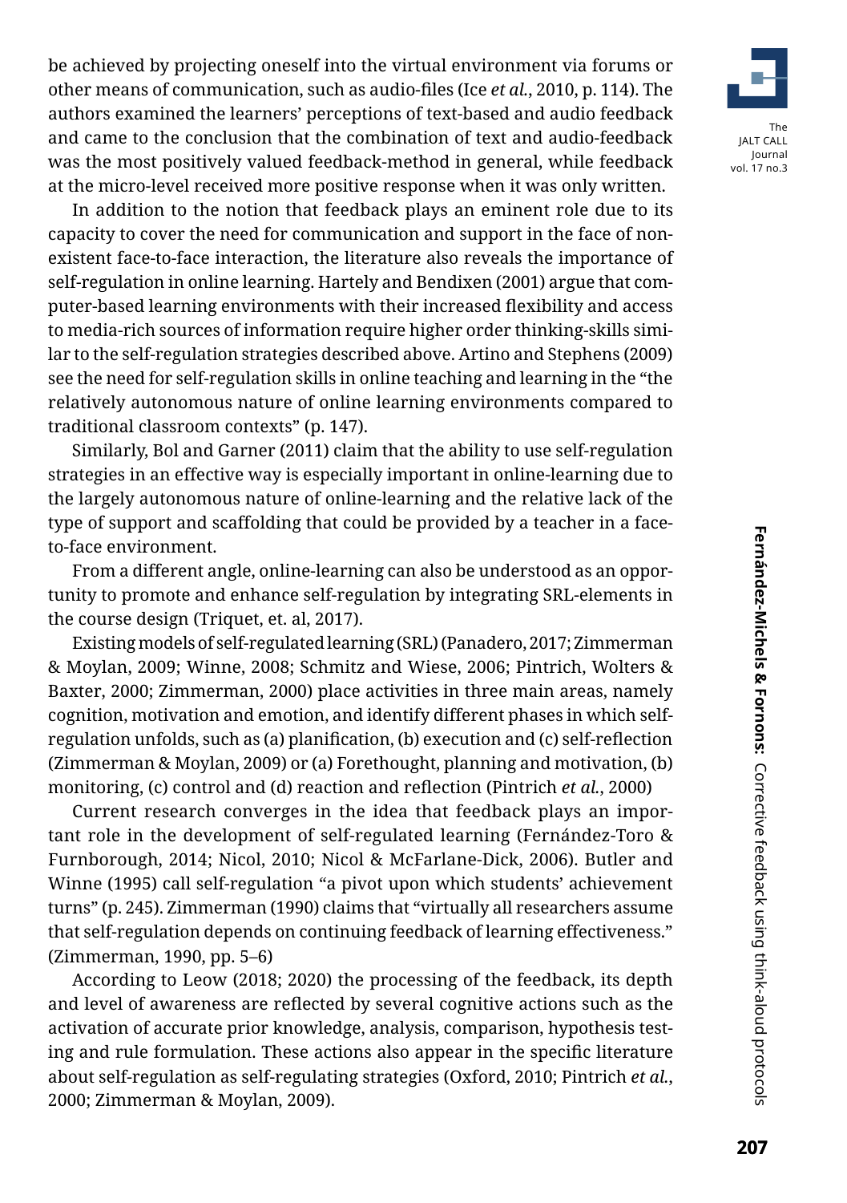be achieved by projecting oneself into the virtual environment via forums or other means of communication, such as audio-files (Ice *et al.*, 2010, p. 114). The authors examined the learners' perceptions of text-based and audio feedback and came to the conclusion that the combination of text and audio-feedback was the most positively valued feedback-method in general, while feedback at the micro-level received more positive response when it was only written.

In addition to the notion that feedback plays an eminent role due to its capacity to cover the need for communication and support in the face of non-existent face-to-face interaction, the literature also reveals the importance of self-regulation in online learning. Hartely and Bendixen (2001) argue that computer-based learning environments with their increased flexibility and access to media-rich sources of information require higher order thinking-skills similar to the self-regulation strategies described above. Artino and Stephens (2009) see the need for self-regulation skills in online teaching and learning in the "the relatively autonomous nature of online learning environments compared to traditional classroom contexts" (p. 147).

Similarly, Bol and Garner (2011) claim that the ability to use self-regulation strategies in an effective way is especially important in online-learning due to the largely autonomous nature of online-learning and the relative lack of the type of support and scaffolding that could be provided by a teacher in a face-to-face environment.

From a different angle, online-learning can also be understood as an opportunity to promote and enhance self-regulation by integrating SRL-elements in the course design (Triquet, et. al, 2017).

Existing models of self-regulated learning (SRL) (Panadero, 2017; Zimmerman & Moylan, 2009; Winne, 2008; Schmitz and Wiese, 2006; Pintrich, Wolters & Baxter, 2000; Zimmerman, 2000) place activities in three main areas, namely cognition, motivation and emotion, and identify different phases in which self-regulation unfolds, such as (a) planification, (b) execution and (c) self-reflection (Zimmerman & Moylan, 2009) or (a) Forethought, planning and motivation, (b) monitoring, (c) control and (d) reaction and reflection (Pintrich *et al.*, 2000)

Current research converges in the idea that feedback plays an important role in the development of self-regulated learning (Fernández-Toro & Furnborough, 2014; Nicol, 2010; Nicol & McFarlane-Dick, 2006). Butler and Winne (1995) call self-regulation "a pivot upon which students' achievement turns" (p. 245). Zimmerman (1990) claims that "virtually all researchers assume that self-regulation depends on continuing feedback of learning effectiveness." (Zimmerman, 1990, pp. 5–6)

According to Leow (2018; 2020) the processing of the feedback, its depth and level of awareness are reflected by several cognitive actions such as the activation of accurate prior knowledge, analysis, comparison, hypothesis testing and rule formulation. These actions also appear in the specific literature about self-regulation as self-regulating strategies (Oxford, 2010; Pintrich *et al.*, 2000; Zimmerman & Moylan, 2009).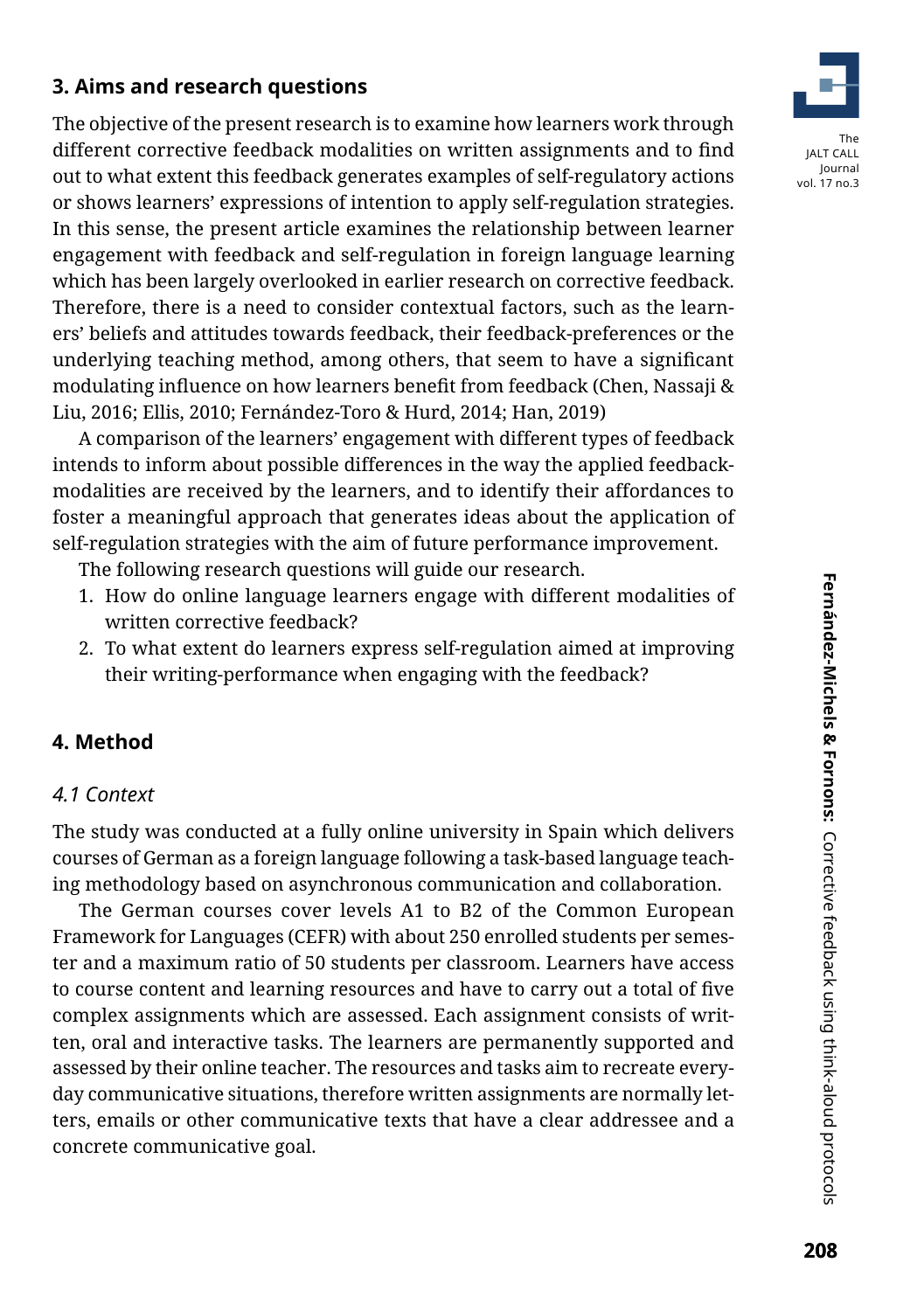## 3. Aims and research questions

The objective of the present research is to examine how learners work through different corrective feedback modalities on written assignments and to find out to what extent this feedback generates examples of self-regulatory actions or shows learners' expressions of intention to apply self-regulation strategies. In this sense, the present article examines the relationship between learner engagement with feedback and self-regulation in foreign language learning which has been largely overlooked in earlier research on corrective feedback. Therefore, there is a need to consider contextual factors, such as the learners' beliefs and attitudes towards feedback, their feedback-preferences or the underlying teaching method, among others, that seem to have a significant modulating influence on how learners benefit from feedback (Chen, Nassaji & Liu, 2016; Ellis, 2010; Fernández-Toro & Hurd, 2014; Han, 2019)

A comparison of the learners' engagement with different types of feedback intends to inform about possible differences in the way the applied feedback-modalities are received by the learners, and to identify their affordances to foster a meaningful approach that generates ideas about the application of self-regulation strategies with the aim of future performance improvement.

The following research questions will guide our research.

1. How do online language learners engage with different modalities of written corrective feedback?
2. To what extent do learners express self-regulation aimed at improving their writing-performance when engaging with the feedback?

## 4. Method

### *4.1 Context*

The study was conducted at a fully online university in Spain which delivers courses of German as a foreign language following a task-based language teaching methodology based on asynchronous communication and collaboration.

The German courses cover levels A1 to B2 of the Common European Framework for Languages (CEFR) with about 250 enrolled students per semester and a maximum ratio of 50 students per classroom. Learners have access to course content and learning resources and have to carry out a total of five complex assignments which are assessed. Each assignment consists of written, oral and interactive tasks. The learners are permanently supported and assessed by their online teacher. The resources and tasks aim to recreate everyday communicative situations, therefore written assignments are normally letters, emails or other communicative texts that have a clear addressee and a concrete communicative goal.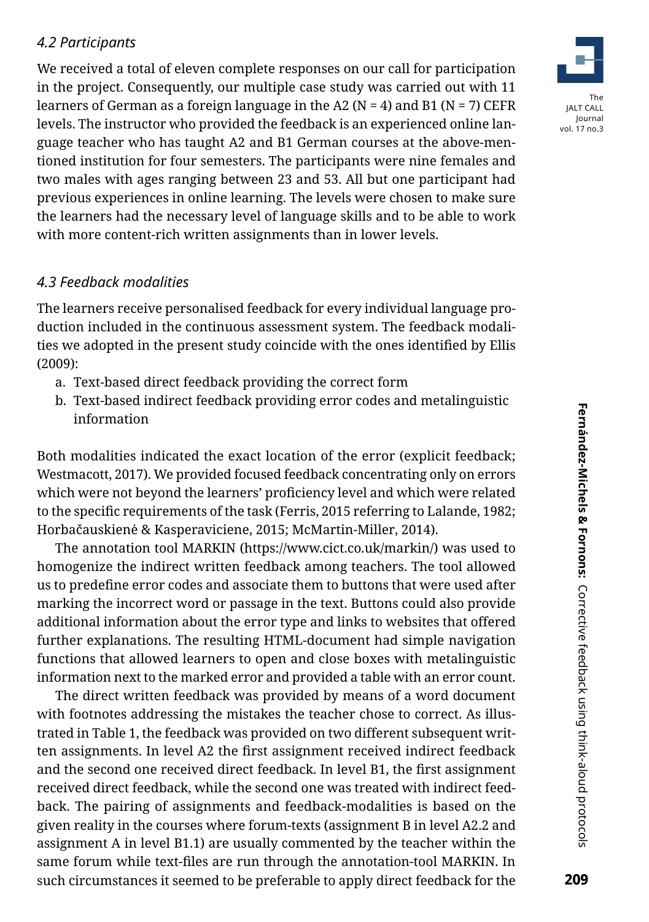### *4.2 Participants*

We received a total of eleven complete responses on our call for participation in the project. Consequently, our multiple case study was carried out with 11 learners of German as a foreign language in the A2 (N = 4) and B1 (N = 7) CEFR levels. The instructor who provided the feedback is an experienced online language teacher who has taught A2 and B1 German courses at the above-mentioned institution for four semesters. The participants were nine females and two males with ages ranging between 23 and 53. All but one participant had previous experiences in online learning. The levels were chosen to make sure the learners had the necessary level of language skills and to be able to work with more content-rich written assignments than in lower levels.

### *4.3 Feedback modalities*

The learners receive personalised feedback for every individual language production included in the continuous assessment system. The feedback modalities we adopted in the present study coincide with the ones identified by Ellis (2009):

a. Text-based direct feedback providing the correct form
b. Text-based indirect feedback providing error codes and metalinguistic information

Both modalities indicated the exact location of the error (explicit feedback; Westmacott, 2017). We provided focused feedback concentrating only on errors which were not beyond the learners' proficiency level and which were related to the specific requirements of the task (Ferris, 2015 referring to Lalande, 1982; Horbačauskienė & Kasperaviciene, 2015; McMartin-Miller, 2014).

The annotation tool MARKIN (https://www.cict.co.uk/markin/) was used to homogenize the indirect written feedback among teachers. The tool allowed us to predefine error codes and associate them to buttons that were used after marking the incorrect word or passage in the text. Buttons could also provide additional information about the error type and links to websites that offered further explanations. The resulting HTML-document had simple navigation functions that allowed learners to open and close boxes with metalinguistic information next to the marked error and provided a table with an error count.

The direct written feedback was provided by means of a word document with footnotes addressing the mistakes the teacher chose to correct. As illustrated in Table 1, the feedback was provided on two different subsequent written assignments. In level A2 the first assignment received indirect feedback and the second one received direct feedback. In level B1, the first assignment received direct feedback, while the second one was treated with indirect feedback. The pairing of assignments and feedback-modalities is based on the given reality in the courses where forum-texts (assignment B in level A2.2 and assignment A in level B1.1) are usually commented by the teacher within the same forum while text-files are run through the annotation-tool MARKIN. In such circumstances it seemed to be preferable to apply direct feedback for the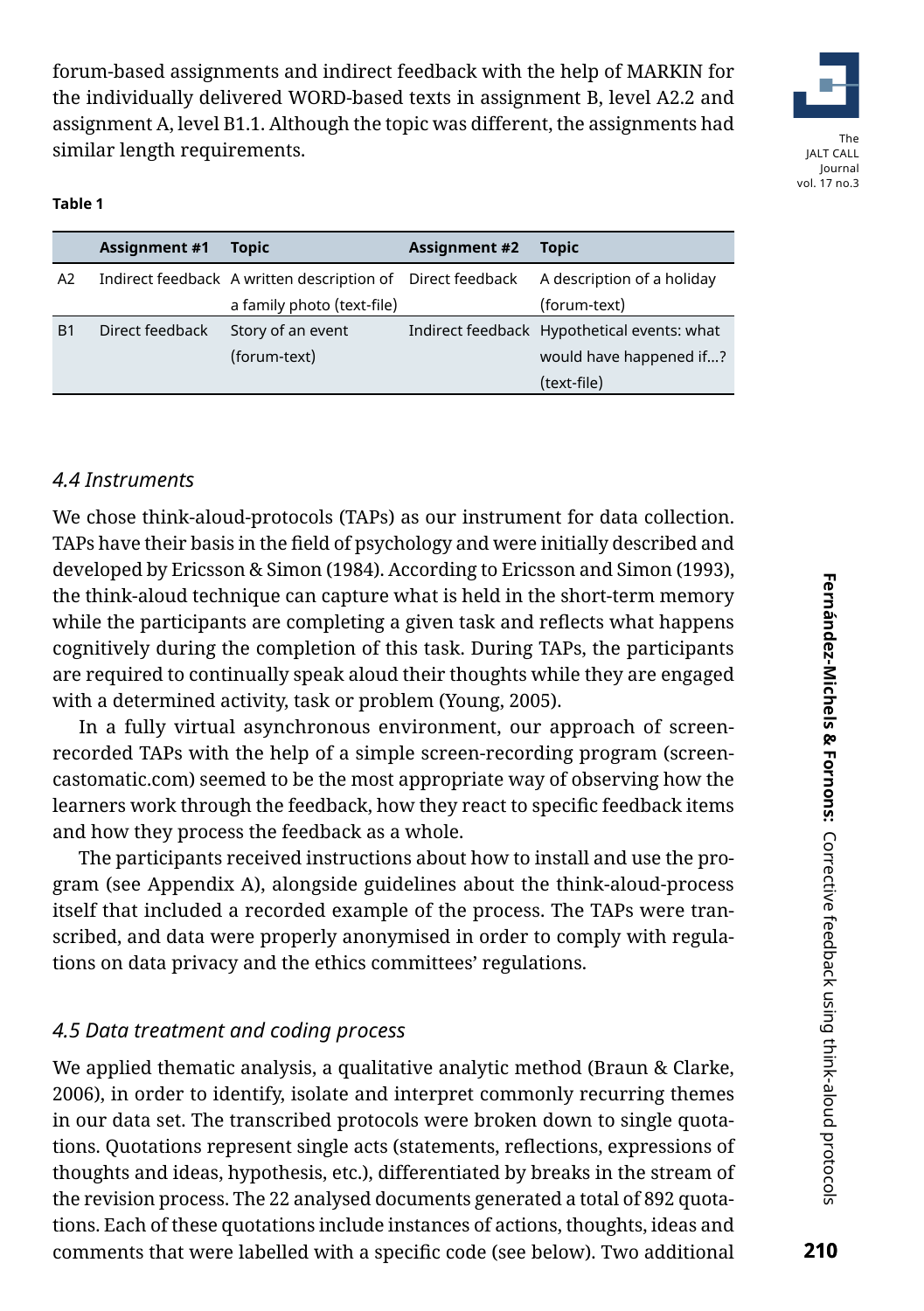forum-based assignments and indirect feedback with the help of MARKIN for the individually delivered WORD-based texts in assignment B, level A2.2 and assignment A, level B1.1. Although the topic was different, the assignments had similar length requirements.

**Table 1**

| | Assignment #1 | Topic | Assignment #2 | Topic |
|---|---|---|---|---|
| A2 | Indirect feedback | A written description of a family photo (text-file) | Direct feedback | A description of a holiday (forum-text) |
| B1 | Direct feedback | Story of an event (forum-text) | Indirect feedback | Hypothetical events: what would have happened if...? (text-file) |

### *4.4 Instruments*

We chose think-aloud-protocols (TAPs) as our instrument for data collection. TAPs have their basis in the field of psychology and were initially described and developed by Ericsson & Simon (1984). According to Ericsson and Simon (1993), the think-aloud technique can capture what is held in the short-term memory while the participants are completing a given task and reflects what happens cognitively during the completion of this task. During TAPs, the participants are required to continually speak aloud their thoughts while they are engaged with a determined activity, task or problem (Young, 2005).

In a fully virtual asynchronous environment, our approach of screen-recorded TAPs with the help of a simple screen-recording program (screencastomatic.com) seemed to be the most appropriate way of observing how the learners work through the feedback, how they react to specific feedback items and how they process the feedback as a whole.

The participants received instructions about how to install and use the program (see Appendix A), alongside guidelines about the think-aloud-process itself that included a recorded example of the process. The TAPs were transcribed, and data were properly anonymised in order to comply with regulations on data privacy and the ethics committees' regulations.

### *4.5 Data treatment and coding process*

We applied thematic analysis, a qualitative analytic method (Braun & Clarke, 2006), in order to identify, isolate and interpret commonly recurring themes in our data set. The transcribed protocols were broken down to single quotations. Quotations represent single acts (statements, reflections, expressions of thoughts and ideas, hypothesis, etc.), differentiated by breaks in the stream of the revision process. The 22 analysed documents generated a total of 892 quotations. Each of these quotations include instances of actions, thoughts, ideas and comments that were labelled with a specific code (see below). Two additional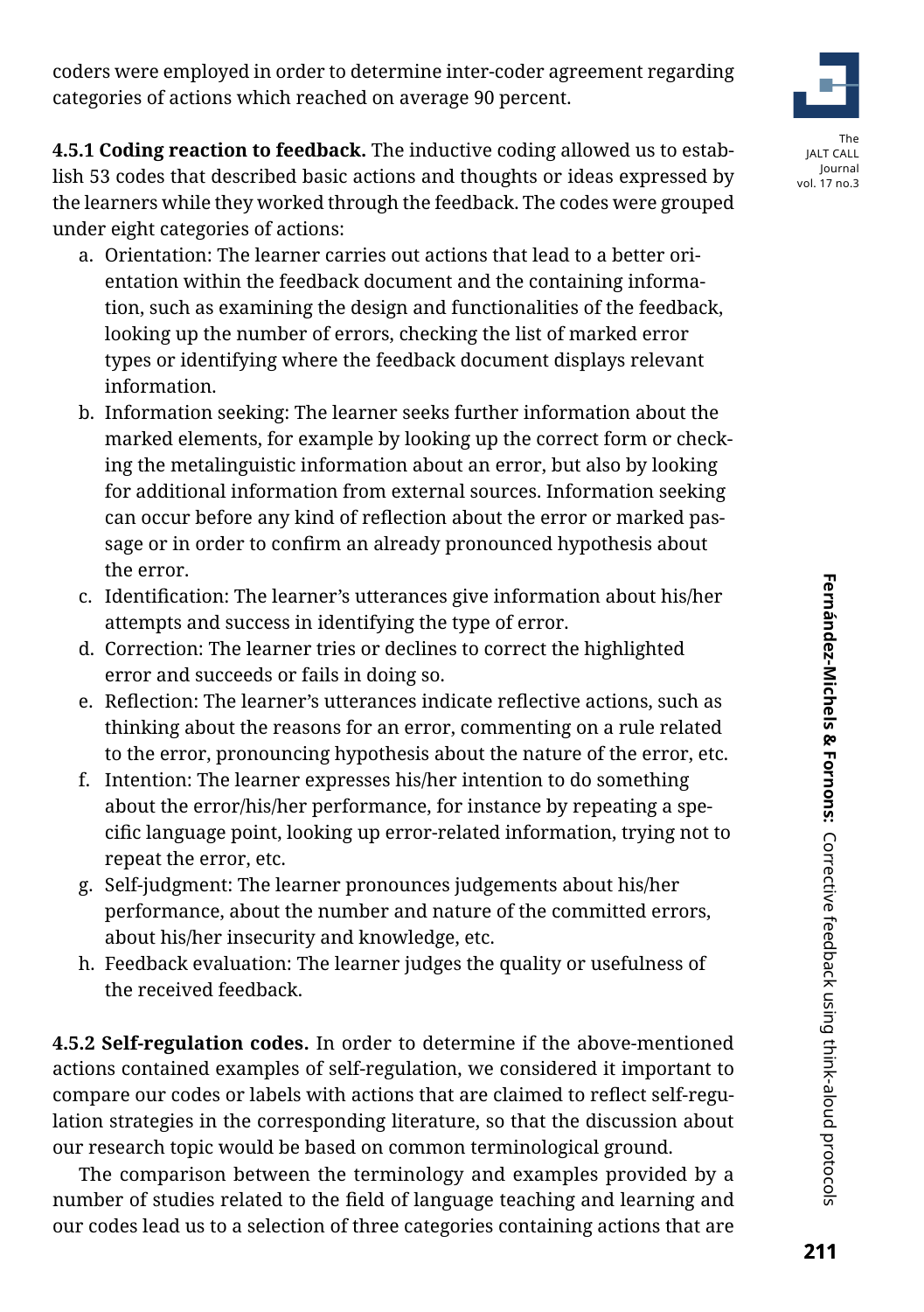coders were employed in order to determine inter-coder agreement regarding categories of actions which reached on average 90 percent.

**4.5.1 Coding reaction to feedback.** The inductive coding allowed us to establish 53 codes that described basic actions and thoughts or ideas expressed by the learners while they worked through the feedback. The codes were grouped under eight categories of actions:

a. Orientation: The learner carries out actions that lead to a better orientation within the feedback document and the containing information, such as examining the design and functionalities of the feedback, looking up the number of errors, checking the list of marked error types or identifying where the feedback document displays relevant information.
b. Information seeking: The learner seeks further information about the marked elements, for example by looking up the correct form or checking the metalinguistic information about an error, but also by looking for additional information from external sources. Information seeking can occur before any kind of reflection about the error or marked passage or in order to confirm an already pronounced hypothesis about the error.
c. Identification: The learner's utterances give information about his/her attempts and success in identifying the type of error.
d. Correction: The learner tries or declines to correct the highlighted error and succeeds or fails in doing so.
e. Reflection: The learner's utterances indicate reflective actions, such as thinking about the reasons for an error, commenting on a rule related to the error, pronouncing hypothesis about the nature of the error, etc.
f. Intention: The learner expresses his/her intention to do something about the error/his/her performance, for instance by repeating a specific language point, looking up error-related information, trying not to repeat the error, etc.
g. Self-judgment: The learner pronounces judgements about his/her performance, about the number and nature of the committed errors, about his/her insecurity and knowledge, etc.
h. Feedback evaluation: The learner judges the quality or usefulness of the received feedback.

**4.5.2 Self-regulation codes.** In order to determine if the above-mentioned actions contained examples of self-regulation, we considered it important to compare our codes or labels with actions that are claimed to reflect self-regulation strategies in the corresponding literature, so that the discussion about our research topic would be based on common terminological ground.

The comparison between the terminology and examples provided by a number of studies related to the field of language teaching and learning and our codes lead us to a selection of three categories containing actions that are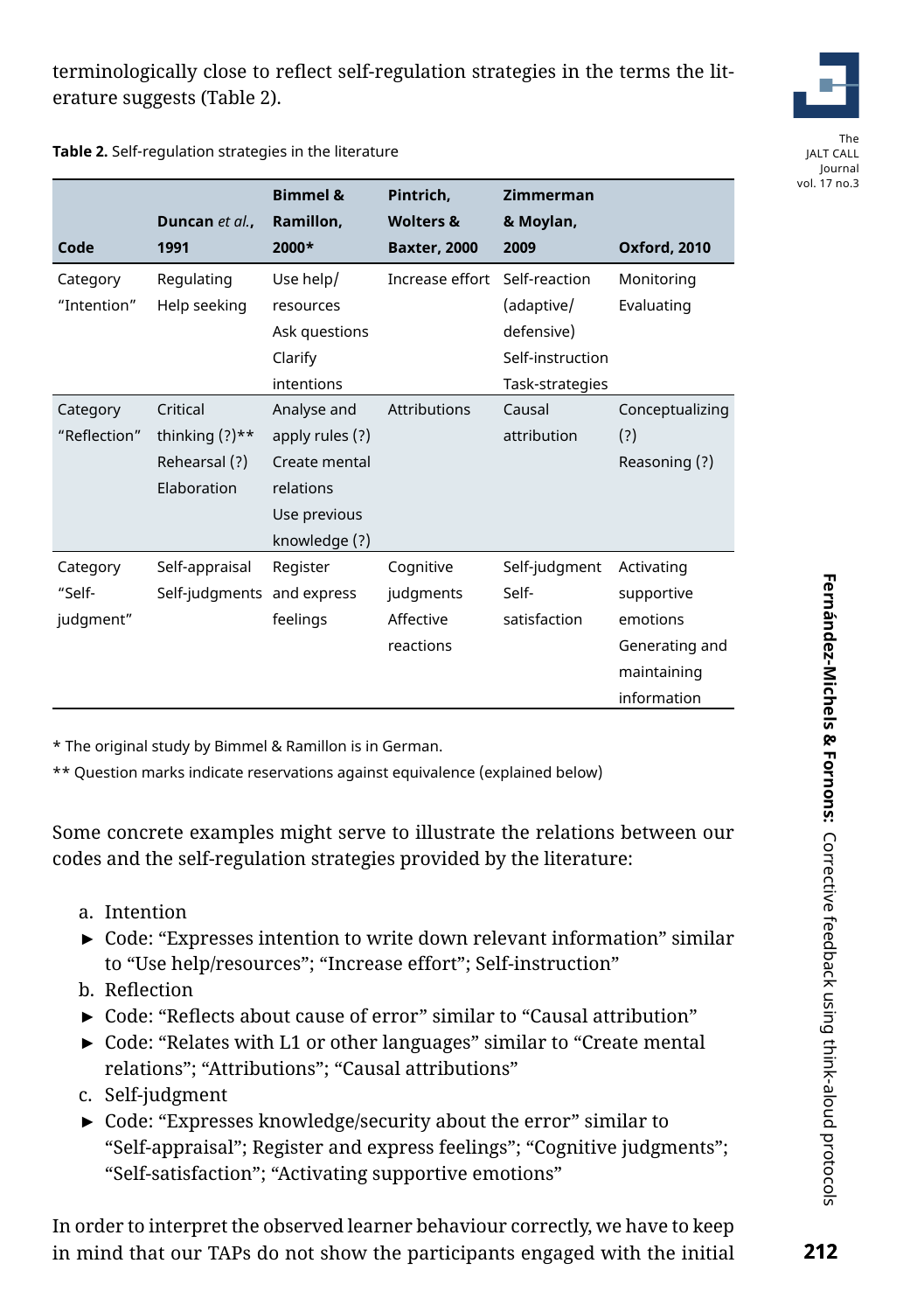terminologically close to reflect self-regulation strategies in the terms the literature suggests (Table 2).

**Table 2.** Self-regulation strategies in the literature

| Code | Duncan *et al.*, 1991 | Bimmel & Ramillon, 2000* | Pintrich, Wolters & Baxter, 2000 | Zimmerman & Moylan, 2009 | Oxford, 2010 |
|---|---|---|---|---|---|
| Category "Intention" | Regulating Help seeking | Use help/ resources Ask questions Clarify intentions | Increase effort | Self-reaction (adaptive/ defensive) Self-instruction Task-strategies | Monitoring Evaluating |
| Category "Reflection" | Critical thinking (?)** Rehearsal (?) Elaboration | Analyse and apply rules (?) Create mental relations Use previous knowledge (?) | Attributions | Causal attribution | Conceptualizing (?) Reasoning (?) |
| Category "Self-judgment" | Self-appraisal Self-judgments | Register and express feelings | Cognitive judgments Affective reactions | Self-judgment Self-satisfaction | Activating supportive emotions Generating and maintaining information |

* The original study by Bimmel & Ramillon is in German.

** Question marks indicate reservations against equivalence (explained below)

Some concrete examples might serve to illustrate the relations between our codes and the self-regulation strategies provided by the literature:

a. Intention
- Code: "Expresses intention to write down relevant information" similar to "Use help/resources"; "Increase effort"; Self-instruction"

b. Reflection
- Code: "Reflects about cause of error" similar to "Causal attribution"
- Code: "Relates with L1 or other languages" similar to "Create mental relations"; "Attributions"; "Causal attributions"

c. Self-judgment
- Code: "Expresses knowledge/security about the error" similar to "Self-appraisal"; Register and express feelings"; "Cognitive judgments"; "Self-satisfaction"; "Activating supportive emotions"

In order to interpret the observed learner behaviour correctly, we have to keep in mind that our TAPs do not show the participants engaged with the initial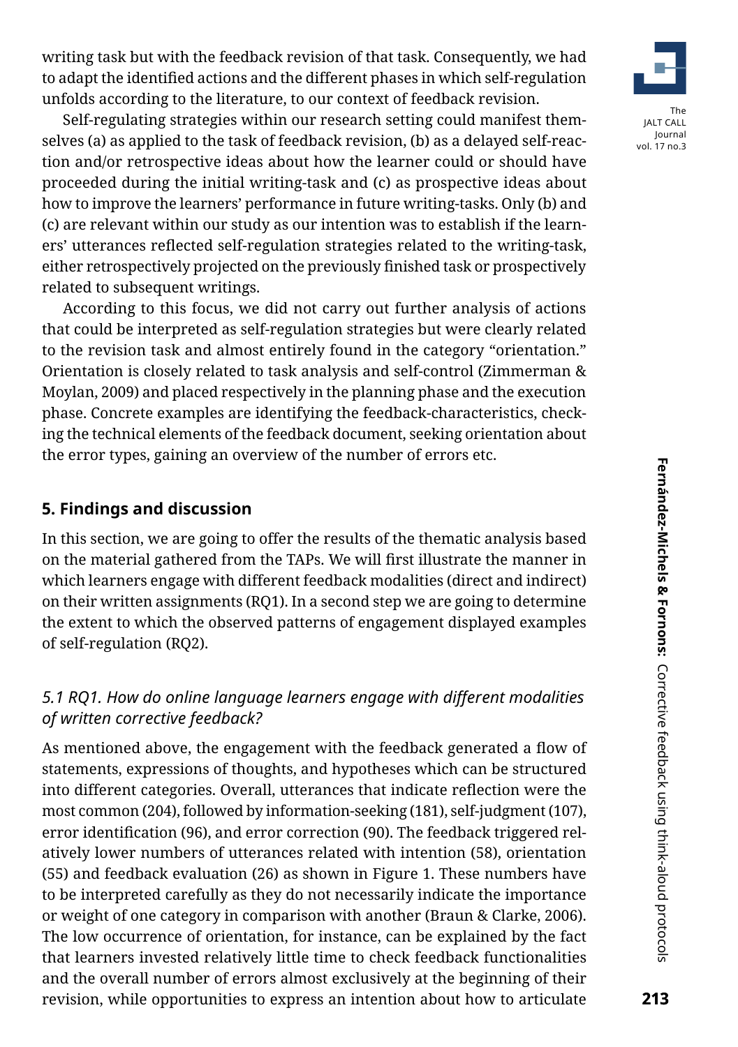writing task but with the feedback revision of that task. Consequently, we had to adapt the identified actions and the different phases in which self-regulation unfolds according to the literature, to our context of feedback revision.

Self-regulating strategies within our research setting could manifest themselves (a) as applied to the task of feedback revision, (b) as a delayed self-reaction and/or retrospective ideas about how the learner could or should have proceeded during the initial writing-task and (c) as prospective ideas about how to improve the learners' performance in future writing-tasks. Only (b) and (c) are relevant within our study as our intention was to establish if the learners' utterances reflected self-regulation strategies related to the writing-task, either retrospectively projected on the previously finished task or prospectively related to subsequent writings.

According to this focus, we did not carry out further analysis of actions that could be interpreted as self-regulation strategies but were clearly related to the revision task and almost entirely found in the category "orientation." Orientation is closely related to task analysis and self-control (Zimmerman & Moylan, 2009) and placed respectively in the planning phase and the execution phase. Concrete examples are identifying the feedback-characteristics, checking the technical elements of the feedback document, seeking orientation about the error types, gaining an overview of the number of errors etc.

## 5. Findings and discussion

In this section, we are going to offer the results of the thematic analysis based on the material gathered from the TAPs. We will first illustrate the manner in which learners engage with different feedback modalities (direct and indirect) on their written assignments (RQ1). In a second step we are going to determine the extent to which the observed patterns of engagement displayed examples of self-regulation (RQ2).

### *5.1 RQ1. How do online language learners engage with different modalities of written corrective feedback?*

As mentioned above, the engagement with the feedback generated a flow of statements, expressions of thoughts, and hypotheses which can be structured into different categories. Overall, utterances that indicate reflection were the most common (204), followed by information-seeking (181), self-judgment (107), error identification (96), and error correction (90). The feedback triggered relatively lower numbers of utterances related with intention (58), orientation (55) and feedback evaluation (26) as shown in Figure 1. These numbers have to be interpreted carefully as they do not necessarily indicate the importance or weight of one category in comparison with another (Braun & Clarke, 2006). The low occurrence of orientation, for instance, can be explained by the fact that learners invested relatively little time to check feedback functionalities and the overall number of errors almost exclusively at the beginning of their revision, while opportunities to express an intention about how to articulate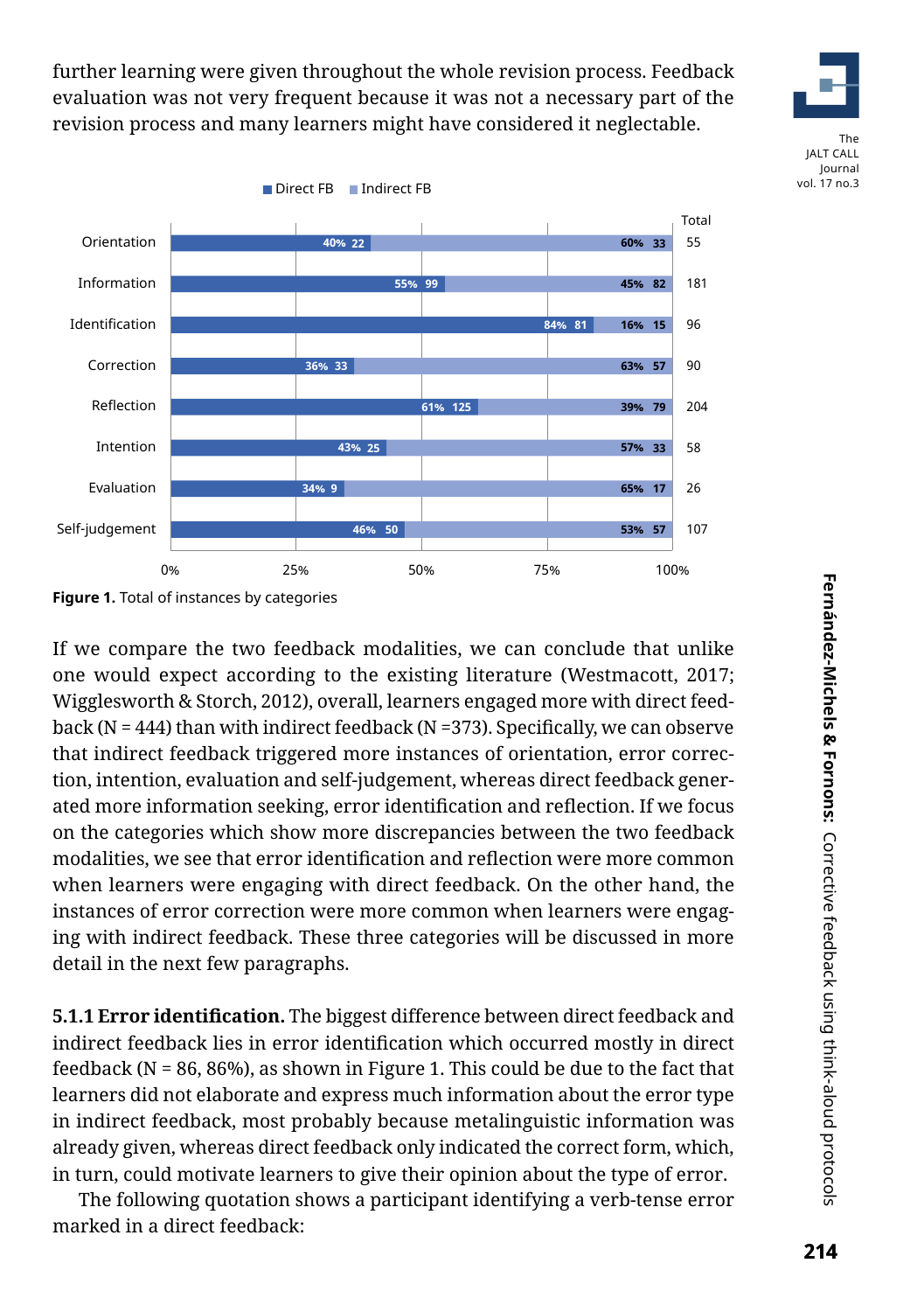further learning were given throughout the whole revision process. Feedback evaluation was not very frequent because it was not a necessary part of the revision process and many learners might have considered it neglectable.

| Category | Direct FB | Indirect FB | Total |
| --- | --- | --- | --- |
| Orientation | 40% 22 | 60% 33 | 55 |
| Information | 55% 99 | 45% 82 | 181 |
| Identification | 84% 81 | 16% 15 | 96 |
| Correction | 36% 33 | 63% 57 | 90 |
| Reflection | 61% 125 | 39% 79 | 204 |
| Intention | 43% 25 | 57% 33 | 58 |
| Evaluation | 34% 9 | 65% 17 | 26 |
| Self-judgement | 46% 50 | 53% 57 | 107 |

**Figure 1.** Total of instances by categories

If we compare the two feedback modalities, we can conclude that unlike one would expect according to the existing literature (Westmacott, 2017; Wigglesworth & Storch, 2012), overall, learners engaged more with direct feedback (N = 444) than with indirect feedback (N =373). Specifically, we can observe that indirect feedback triggered more instances of orientation, error correction, intention, evaluation and self-judgement, whereas direct feedback generated more information seeking, error identification and reflection. If we focus on the categories which show more discrepancies between the two feedback modalities, we see that error identification and reflection were more common when learners were engaging with direct feedback. On the other hand, the instances of error correction were more common when learners were engaging with indirect feedback. These three categories will be discussed in more detail in the next few paragraphs.

**5.1.1 Error identification.** The biggest difference between direct feedback and indirect feedback lies in error identification which occurred mostly in direct feedback (N = 86, 86%), as shown in Figure 1. This could be due to the fact that learners did not elaborate and express much information about the error type in indirect feedback, most probably because metalinguistic information was already given, whereas direct feedback only indicated the correct form, which, in turn, could motivate learners to give their opinion about the type of error.

The following quotation shows a participant identifying a verb-tense error marked in a direct feedback: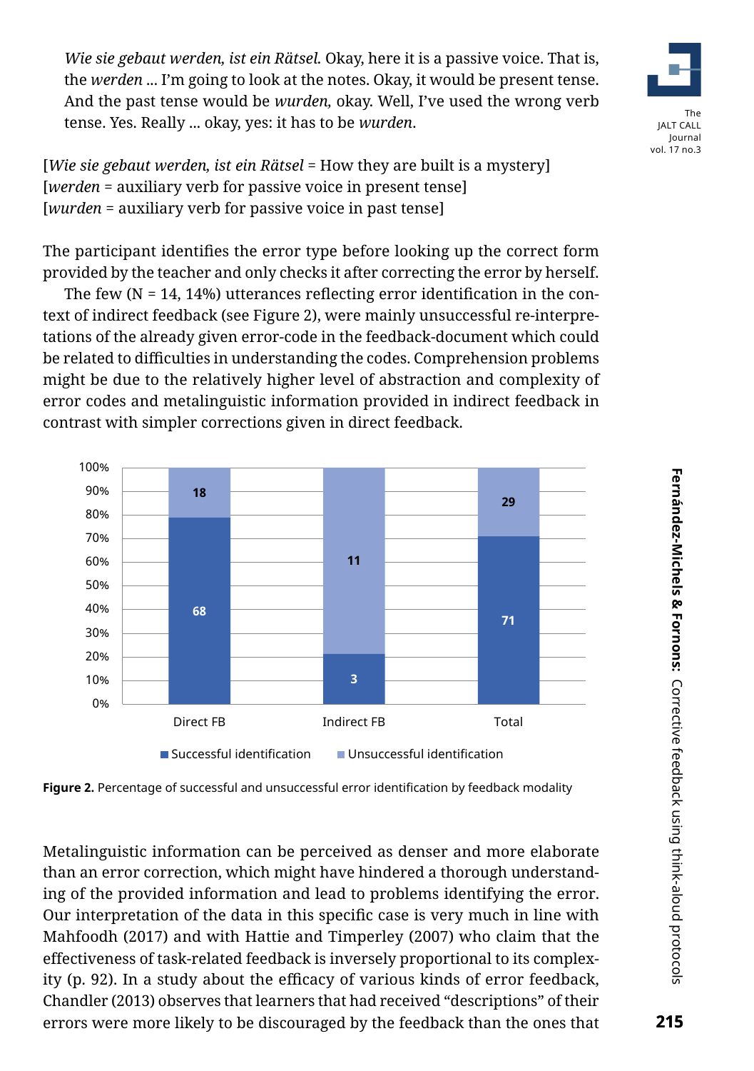*Wie sie gebaut werden, ist ein Rätsel*. Okay, here it is a passive voice. That is, the *werden* ... I'm going to look at the notes. Okay, it would be present tense. And the past tense would be *wurden*, okay. Well, I've used the wrong verb tense. Yes. Really ... okay, yes: it has to be *wurden*.

[*Wie sie gebaut werden, ist ein Rätsel* = How they are built is a mystery]
[*werden* = auxiliary verb for passive voice in present tense]
[*wurden* = auxiliary verb for passive voice in past tense]

The participant identifies the error type before looking up the correct form provided by the teacher and only checks it after correcting the error by herself.

The few (N = 14, 14%) utterances reflecting error identification in the context of indirect feedback (see Figure 2), were mainly unsuccessful re-interpretations of the already given error-code in the feedback-document which could be related to difficulties in understanding the codes. Comprehension problems might be due to the relatively higher level of abstraction and complexity of error codes and metalinguistic information provided in indirect feedback in contrast with simpler corrections given in direct feedback.

| | Successful identification | Unsuccessful identification |
|---|---|---|
| Direct FB | 68 | 18 |
| Indirect FB | 3 | 11 |
| Total | 71 | 29 |

**Figure 2.** Percentage of successful and unsuccessful error identification by feedback modality

Metalinguistic information can be perceived as denser and more elaborate than an error correction, which might have hindered a thorough understanding of the provided information and lead to problems identifying the error. Our interpretation of the data in this specific case is very much in line with Mahfoodh (2017) and with Hattie and Timperley (2007) who claim that the effectiveness of task-related feedback is inversely proportional to its complexity (p. 92). In a study about the efficacy of various kinds of error feedback, Chandler (2013) observes that learners that had received "descriptions" of their errors were more likely to be discouraged by the feedback than the ones that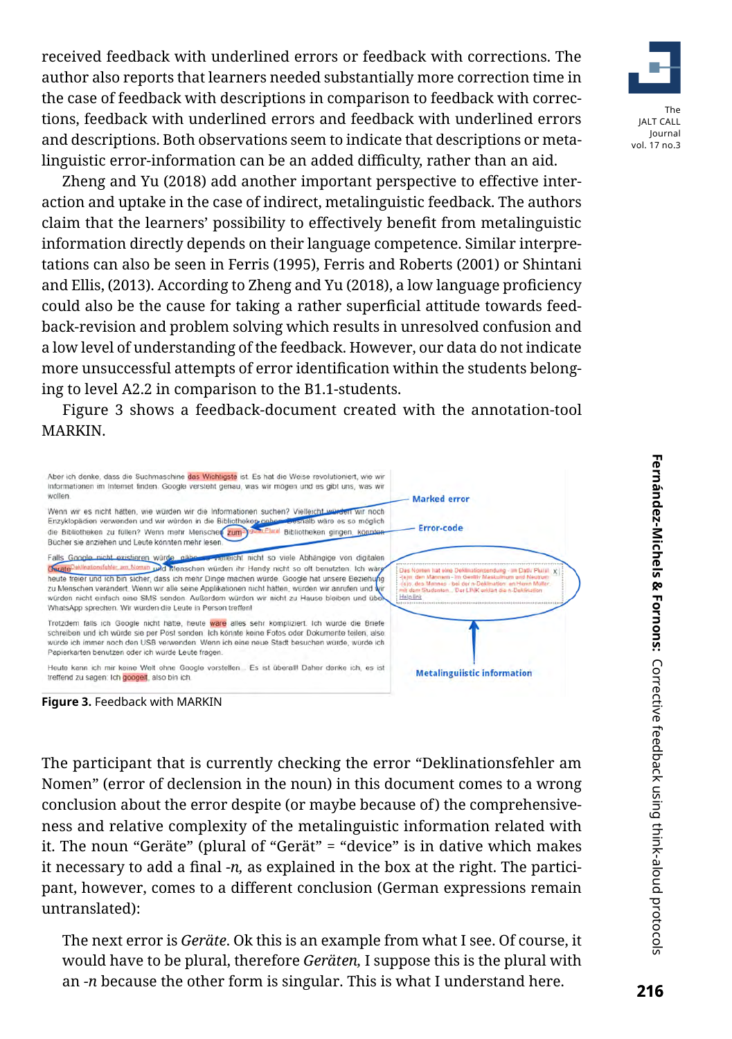received feedback with underlined errors or feedback with corrections. The author also reports that learners needed substantially more correction time in the case of feedback with descriptions in comparison to feedback with corrections, feedback with underlined errors and feedback with underlined errors and descriptions. Both observations seem to indicate that descriptions or metalinguistic error-information can be an added difficulty, rather than an aid.

Zheng and Yu (2018) add another important perspective to effective interaction and uptake in the case of indirect, metalinguistic feedback. The authors claim that the learners' possibility to effectively benefit from metalinguistic information directly depends on their language competence. Similar interpretations can also be seen in Ferris (1995), Ferris and Roberts (2001) or Shintani and Ellis, (2013). According to Zheng and Yu (2018), a low language proficiency could also be the cause for taking a rather superficial attitude towards feedback-revision and problem solving which results in unresolved confusion and a low level of understanding of the feedback. However, our data do not indicate more unsuccessful attempts of error identification within the students belonging to level A2.2 in comparison to the B1.1-students.

Figure 3 shows a feedback-document created with the annotation-tool MARKIN.

**Figure 3.** Feedback with MARKIN

The participant that is currently checking the error "Deklinationsfehler am Nomen" (error of declension in the noun) in this document comes to a wrong conclusion about the error despite (or maybe because of) the comprehensiveness and relative complexity of the metalinguistic information related with it. The noun "Geräte" (plural of "Gerät" = "device" is in dative which makes it necessary to add a final *-n*, as explained in the box at the right. The participant, however, comes to a different conclusion (German expressions remain untranslated):

> The next error is *Geräte*. Ok this is an example from what I see. Of course, it would have to be plural, therefore *Geräten*, I suppose this is the plural with an *-n* because the other form is singular. This is what I understand here.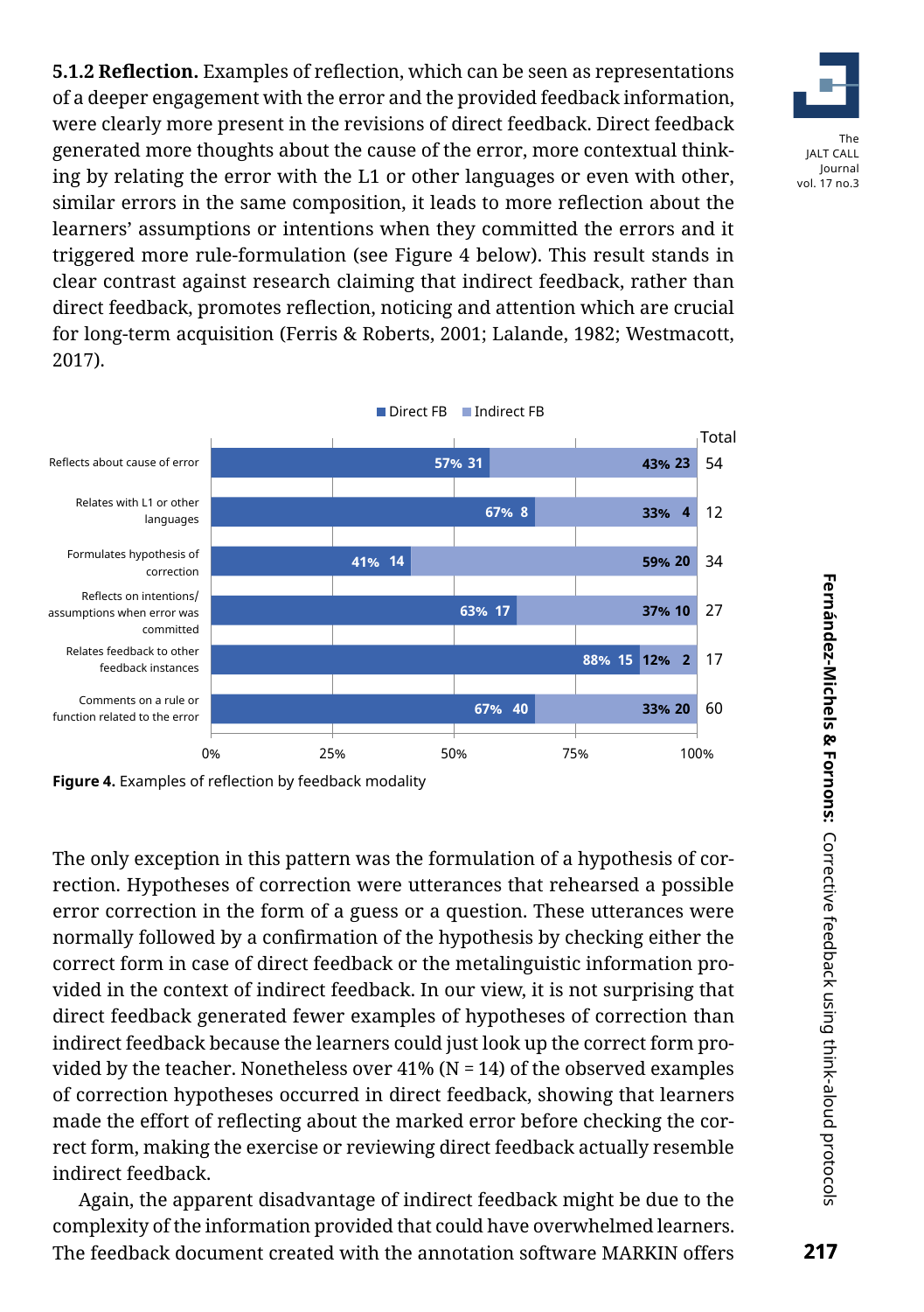**5.1.2 Reflection.** Examples of reflection, which can be seen as representations of a deeper engagement with the error and the provided feedback information, were clearly more present in the revisions of direct feedback. Direct feedback generated more thoughts about the cause of the error, more contextual thinking by relating the error with the L1 or other languages or even with other, similar errors in the same composition, it leads to more reflection about the learners' assumptions or intentions when they committed the errors and it triggered more rule-formulation (see Figure 4 below). This result stands in clear contrast against research claiming that indirect feedback, rather than direct feedback, promotes reflection, noticing and attention which are crucial for long-term acquisition (Ferris & Roberts, 2001; Lalande, 1982; Westmacott, 2017).

| | Direct FB | Indirect FB | Total |
|---|---|---|---|
| Reflects about cause of error | 57% 31 | 43% 23 | 54 |
| Relates with L1 or other languages | 67% 8 | 33% 4 | 12 |
| Formulates hypothesis of correction | 41% 14 | 59% 20 | 34 |
| Reflects on intentions/ assumptions when error was committed | 63% 17 | 37% 10 | 27 |
| Relates feedback to other feedback instances | 88% 15 | 12% 2 | 17 |
| Comments on a rule or function related to the error | 67% 40 | 33% 20 | 60 |

**Figure 4.** Examples of reflection by feedback modality

The only exception in this pattern was the formulation of a hypothesis of correction. Hypotheses of correction were utterances that rehearsed a possible error correction in the form of a guess or a question. These utterances were normally followed by a confirmation of the hypothesis by checking either the correct form in case of direct feedback or the metalinguistic information provided in the context of indirect feedback. In our view, it is not surprising that direct feedback generated fewer examples of hypotheses of correction than indirect feedback because the learners could just look up the correct form provided by the teacher. Nonetheless over 41% (N = 14) of the observed examples of correction hypotheses occurred in direct feedback, showing that learners made the effort of reflecting about the marked error before checking the correct form, making the exercise or reviewing direct feedback actually resemble indirect feedback.

Again, the apparent disadvantage of indirect feedback might be due to the complexity of the information provided that could have overwhelmed learners. The feedback document created with the annotation software MARKIN offers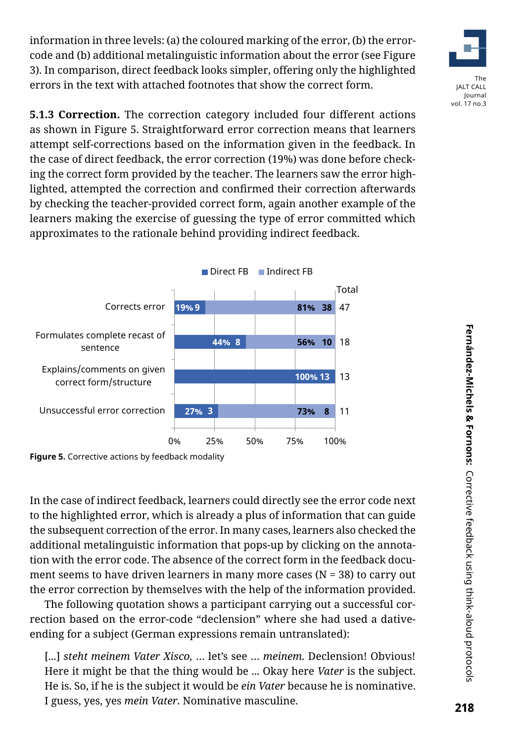information in three levels: (a) the coloured marking of the error, (b) the error-code and (b) additional metalinguistic information about the error (see Figure 3). In comparison, direct feedback looks simpler, offering only the highlighted errors in the text with attached footnotes that show the correct form.

**5.1.3 Correction.** The correction category included four different actions as shown in Figure 5. Straightforward error correction means that learners attempt self-corrections based on the information given in the feedback. In the case of direct feedback, the error correction (19%) was done before checking the correct form provided by the teacher. The learners saw the error highlighted, attempted the correction and confirmed their correction afterwards by checking the teacher-provided correct form, again another example of the learners making the exercise of guessing the type of error committed which approximates to the rationale behind providing indirect feedback.

| | Direct FB | Indirect FB | Total |
|---|---|---|---|
| Corrects error | 19% 9 | 81% 38 | 47 |
| Formulates complete recast of sentence | 44% 8 | 56% 10 | 18 |
| Explains/comments on given correct form/structure | 100% 13 | | 13 |
| Unsuccessful error correction | 27% 3 | 73% 8 | 11 |

**Figure 5.** Corrective actions by feedback modality

In the case of indirect feedback, learners could directly see the error code next to the highlighted error, which is already a plus of information that can guide the subsequent correction of the error. In many cases, learners also checked the additional metalinguistic information that pops-up by clicking on the annotation with the error code. The absence of the correct form in the feedback document seems to have driven learners in many more cases (N = 38) to carry out the error correction by themselves with the help of the information provided.

The following quotation shows a participant carrying out a successful correction based on the error-code "declension" where she had used a dative-ending for a subject (German expressions remain untranslated):

> [...] *steht meinem Vater Xisco,* ... let's see ... *meinem.* Declension! Obvious! Here it might be that the thing would be ... Okay here *Vater* is the subject. He is. So, if he is the subject it would be *ein Vater* because he is nominative. I guess, yes, yes *mein Vater.* Nominative masculine.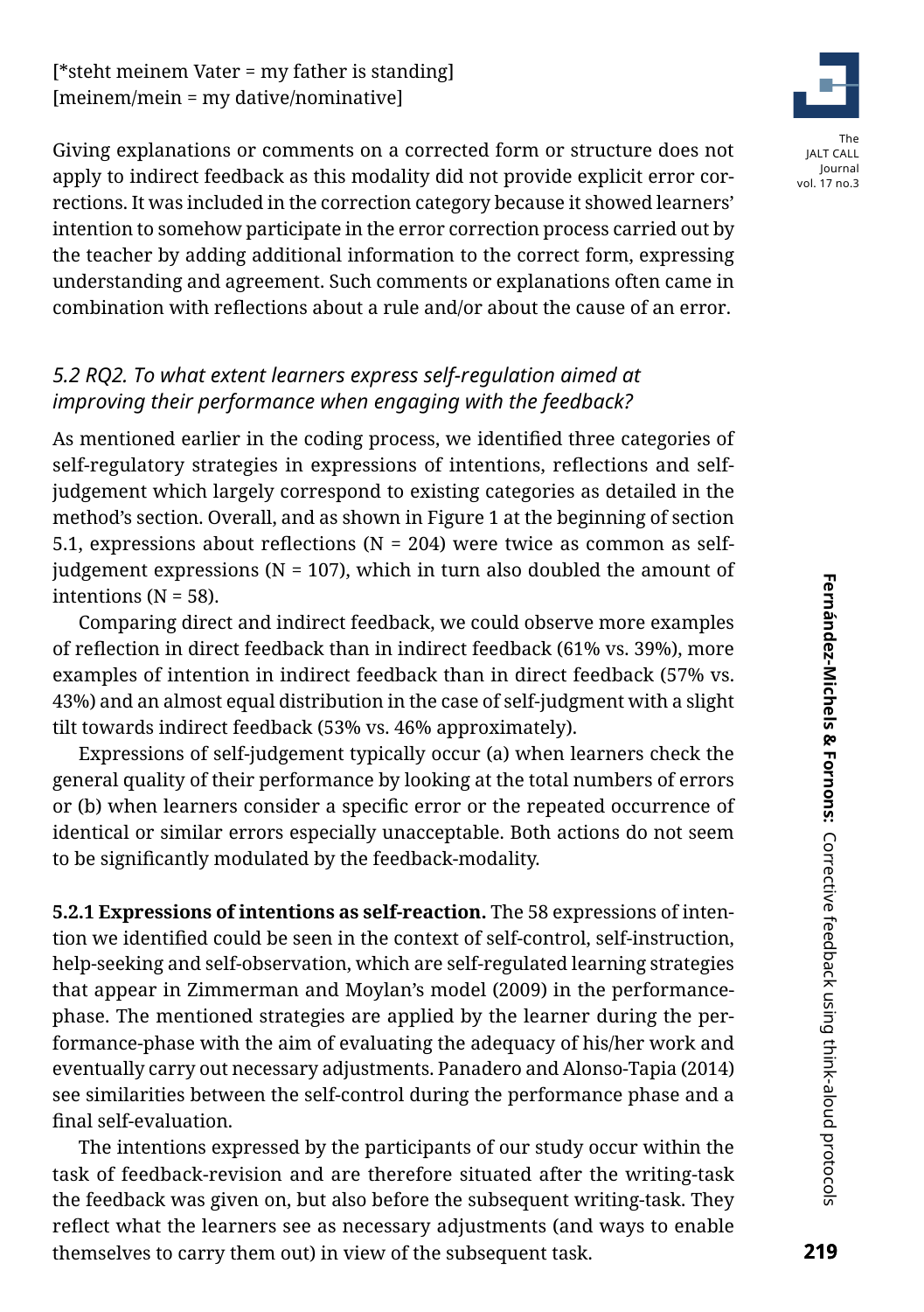[*steht meinem Vater = my father is standing]
[meinem/mein = my dative/nominative]

Giving explanations or comments on a corrected form or structure does not apply to indirect feedback as this modality did not provide explicit error corrections. It was included in the correction category because it showed learners' intention to somehow participate in the error correction process carried out by the teacher by adding additional information to the correct form, expressing understanding and agreement. Such comments or explanations often came in combination with reflections about a rule and/or about the cause of an error.

### *5.2 RQ2. To what extent learners express self-regulation aimed at improving their performance when engaging with the feedback?*

As mentioned earlier in the coding process, we identified three categories of self-regulatory strategies in expressions of intentions, reflections and self-judgement which largely correspond to existing categories as detailed in the method's section. Overall, and as shown in Figure 1 at the beginning of section 5.1, expressions about reflections (N = 204) were twice as common as self-judgement expressions (N = 107), which in turn also doubled the amount of intentions (N = 58).

Comparing direct and indirect feedback, we could observe more examples of reflection in direct feedback than in indirect feedback (61% vs. 39%), more examples of intention in indirect feedback than in direct feedback (57% vs. 43%) and an almost equal distribution in the case of self-judgment with a slight tilt towards indirect feedback (53% vs. 46% approximately).

Expressions of self-judgement typically occur (a) when learners check the general quality of their performance by looking at the total numbers of errors or (b) when learners consider a specific error or the repeated occurrence of identical or similar errors especially unacceptable. Both actions do not seem to be significantly modulated by the feedback-modality.

**5.2.1 Expressions of intentions as self-reaction.** The 58 expressions of intention we identified could be seen in the context of self-control, self-instruction, help-seeking and self-observation, which are self-regulated learning strategies that appear in Zimmerman and Moylan's model (2009) in the performance-phase. The mentioned strategies are applied by the learner during the performance-phase with the aim of evaluating the adequacy of his/her work and eventually carry out necessary adjustments. Panadero and Alonso-Tapia (2014) see similarities between the self-control during the performance phase and a final self-evaluation.

The intentions expressed by the participants of our study occur within the task of feedback-revision and are therefore situated after the writing-task the feedback was given on, but also before the subsequent writing-task. They reflect what the learners see as necessary adjustments (and ways to enable themselves to carry them out) in view of the subsequent task.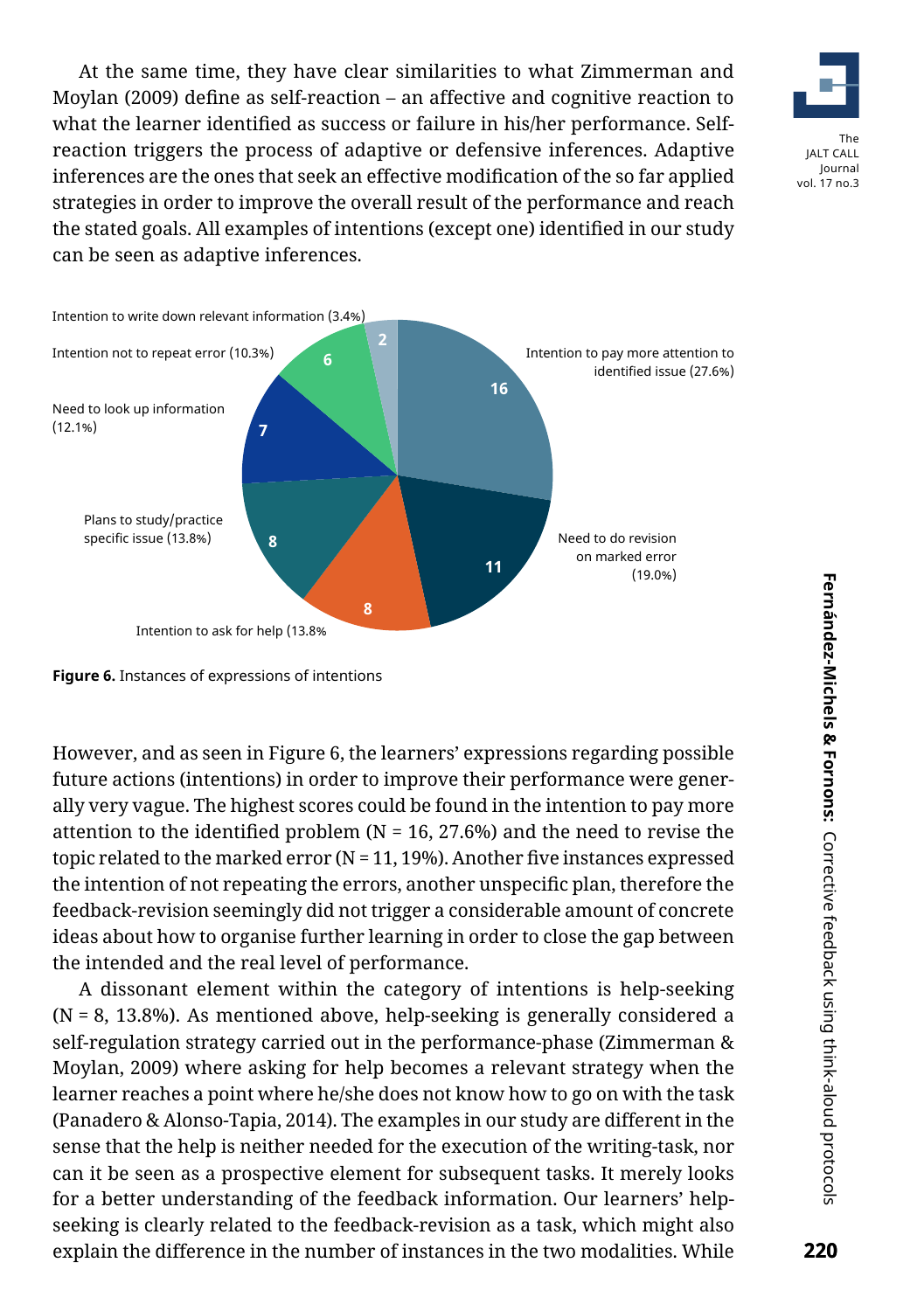At the same time, they have clear similarities to what Zimmerman and Moylan (2009) define as self-reaction – an affective and cognitive reaction to what the learner identified as success or failure in his/her performance. Self-reaction triggers the process of adaptive or defensive inferences. Adaptive inferences are the ones that seek an effective modification of the so far applied strategies in order to improve the overall result of the performance and reach the stated goals. All examples of intentions (except one) identified in our study can be seen as adaptive inferences.

**Figure 6.** Instances of expressions of intentions

However, and as seen in Figure 6, the learners' expressions regarding possible future actions (intentions) in order to improve their performance were generally very vague. The highest scores could be found in the intention to pay more attention to the identified problem (N = 16, 27.6%) and the need to revise the topic related to the marked error (N = 11, 19%). Another five instances expressed the intention of not repeating the errors, another unspecific plan, therefore the feedback-revision seemingly did not trigger a considerable amount of concrete ideas about how to organise further learning in order to close the gap between the intended and the real level of performance.

A dissonant element within the category of intentions is help-seeking (N = 8, 13.8%). As mentioned above, help-seeking is generally considered a self-regulation strategy carried out in the performance-phase (Zimmerman & Moylan, 2009) where asking for help becomes a relevant strategy when the learner reaches a point where he/she does not know how to go on with the task (Panadero & Alonso-Tapia, 2014). The examples in our study are different in the sense that the help is neither needed for the execution of the writing-task, nor can it be seen as a prospective element for subsequent tasks. It merely looks for a better understanding of the feedback information. Our learners' help-seeking is clearly related to the feedback-revision as a task, which might also explain the difference in the number of instances in the two modalities. While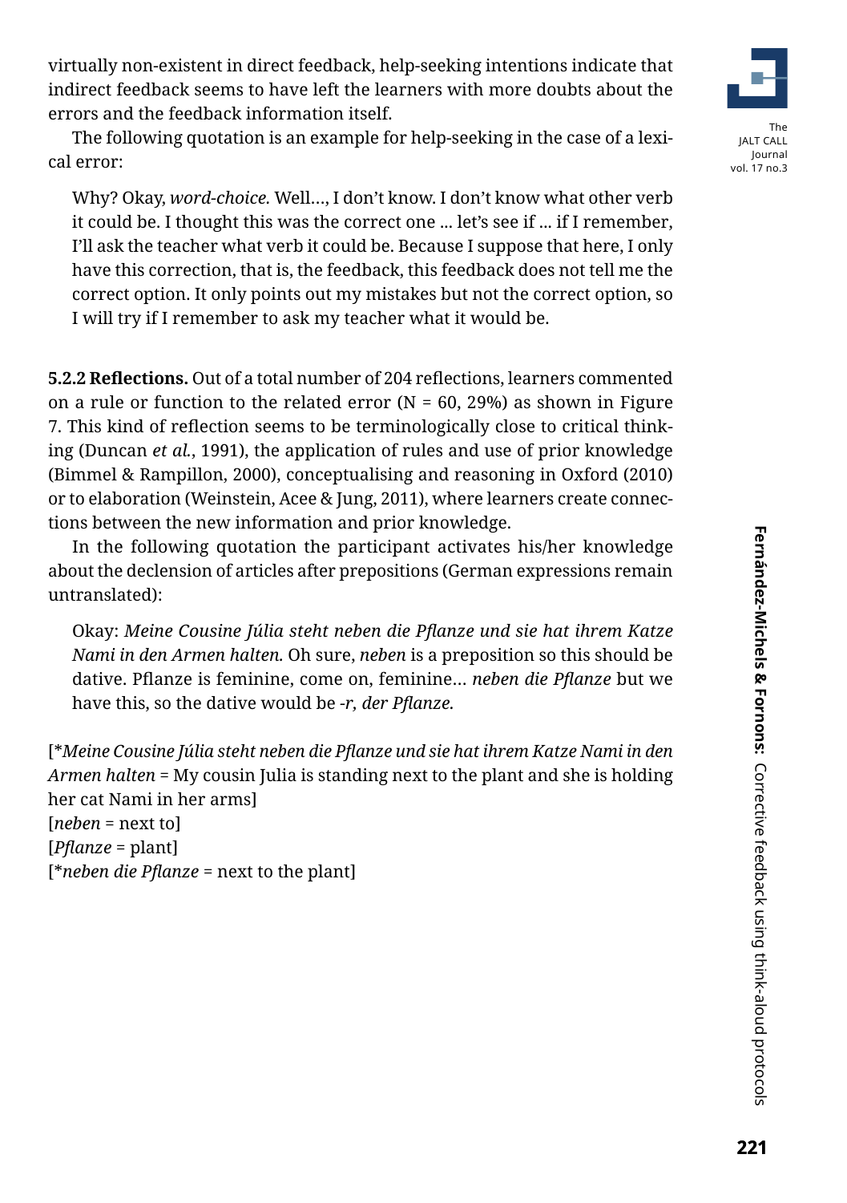virtually non-existent in direct feedback, help-seeking intentions indicate that indirect feedback seems to have left the learners with more doubts about the errors and the feedback information itself.

The following quotation is an example for help-seeking in the case of a lexical error:

> Why? Okay, *word-choice*. Well…, I don't know. I don't know what other verb it could be. I thought this was the correct one ... let's see if ... if I remember, I'll ask the teacher what verb it could be. Because I suppose that here, I only have this correction, that is, the feedback, this feedback does not tell me the correct option. It only points out my mistakes but not the correct option, so I will try if I remember to ask my teacher what it would be.

**5.2.2 Reflections.** Out of a total number of 204 reflections, learners commented on a rule or function to the related error (N = 60, 29%) as shown in Figure 7. This kind of reflection seems to be terminologically close to critical thinking (Duncan *et al.*, 1991), the application of rules and use of prior knowledge (Bimmel & Rampillon, 2000), conceptualising and reasoning in Oxford (2010) or to elaboration (Weinstein, Acee & Jung, 2011), where learners create connections between the new information and prior knowledge.

In the following quotation the participant activates his/her knowledge about the declension of articles after prepositions (German expressions remain untranslated):

> Okay: *Meine Cousine Júlia steht neben die Pflanze und sie hat ihrem Katze Nami in den Armen halten.* Oh sure, *neben* is a preposition so this should be dative. Pflanze is feminine, come on, feminine… *neben die Pflanze* but we have this, so the dative would be *-r, der Pflanze.*

[\**Meine Cousine Júlia steht neben die Pflanze und sie hat ihrem Katze Nami in den Armen halten* = My cousin Julia is standing next to the plant and she is holding her cat Nami in her arms]
[*neben* = next to]
[*Pflanze* = plant]
[\**neben die Pflanze* = next to the plant]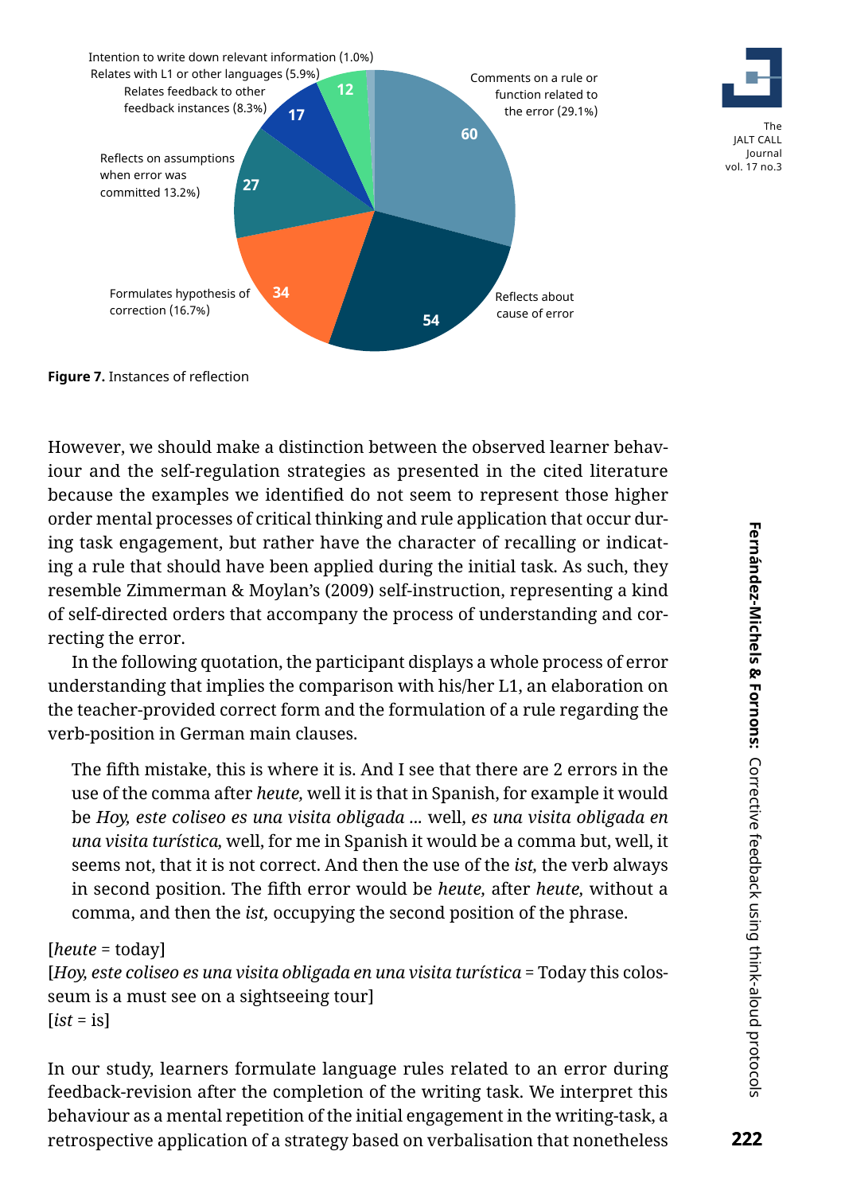Figure 7. Instances of reflection

However, we should make a distinction between the observed learner behaviour and the self-regulation strategies as presented in the cited literature because the examples we identified do not seem to represent those higher order mental processes of critical thinking and rule application that occur during task engagement, but rather have the character of recalling or indicating a rule that should have been applied during the initial task. As such, they resemble Zimmerman & Moylan's (2009) self-instruction, representing a kind of self-directed orders that accompany the process of understanding and correcting the error.

In the following quotation, the participant displays a whole process of error understanding that implies the comparison with his/her L1, an elaboration on the teacher-provided correct form and the formulation of a rule regarding the verb-position in German main clauses.

> The fifth mistake, this is where it is. And I see that there are 2 errors in the use of the comma after *heute,* well it is that in Spanish, for example it would be *Hoy, este coliseo es una visita obligada* ... well, *es una visita obligada en una visita turística,* well, for me in Spanish it would be a comma but, well, it seems not, that it is not correct. And then the use of the *ist,* the verb always in second position. The fifth error would be *heute,* after *heute,* without a comma, and then the *ist,* occupying the second position of the phrase.

[*heute* = today]
[*Hoy, este coliseo es una visita obligada en una visita turística* = Today this colosseum is a must see on a sightseeing tour]
[*ist* = is]

In our study, learners formulate language rules related to an error during feedback-revision after the completion of the writing task. We interpret this behaviour as a mental repetition of the initial engagement in the writing-task, a retrospective application of a strategy based on verbalisation that nonetheless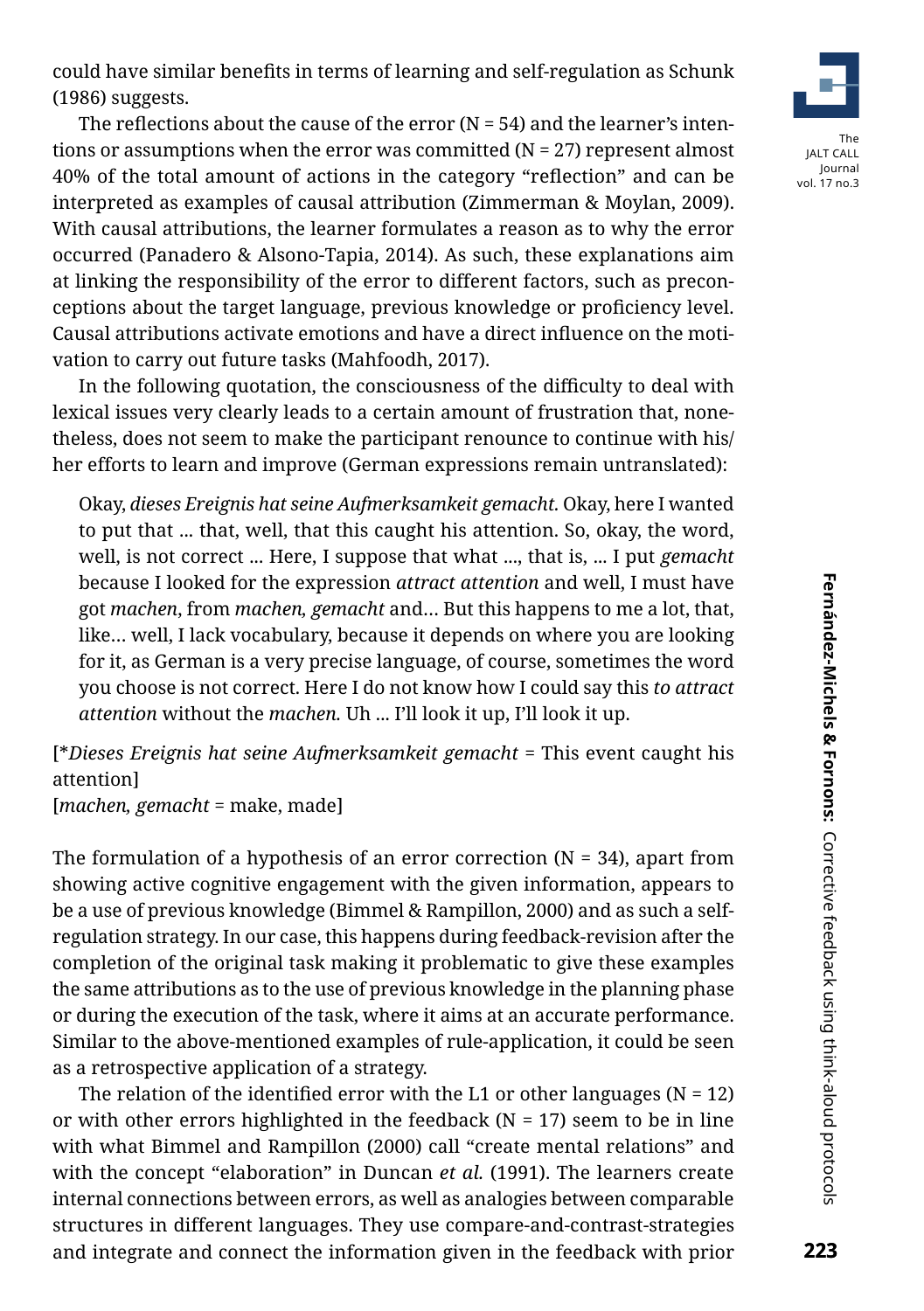could have similar benefits in terms of learning and self-regulation as Schunk (1986) suggests.

The reflections about the cause of the error (N = 54) and the learner's intentions or assumptions when the error was committed (N = 27) represent almost 40% of the total amount of actions in the category "reflection" and can be interpreted as examples of causal attribution (Zimmerman & Moylan, 2009). With causal attributions, the learner formulates a reason as to why the error occurred (Panadero & Alsono-Tapia, 2014). As such, these explanations aim at linking the responsibility of the error to different factors, such as preconceptions about the target language, previous knowledge or proficiency level. Causal attributions activate emotions and have a direct influence on the motivation to carry out future tasks (Mahfoodh, 2017).

In the following quotation, the consciousness of the difficulty to deal with lexical issues very clearly leads to a certain amount of frustration that, nonetheless, does not seem to make the participant renounce to continue with his/her efforts to learn and improve (German expressions remain untranslated):

> Okay, *dieses Ereignis hat seine Aufmerksamkeit gemacht.* Okay, here I wanted to put that ... that, well, that this caught his attention. So, okay, the word, well, is not correct ... Here, I suppose that what ..., that is, ... I put *gemacht* because I looked for the expression *attract attention* and well, I must have got *machen*, from *machen, gemacht* and… But this happens to me a lot, that, like… well, I lack vocabulary, because it depends on where you are looking for it, as German is a very precise language, of course, sometimes the word you choose is not correct. Here I do not know how I could say this *to attract attention* without the *machen.* Uh ... I'll look it up, I'll look it up.

[**Dieses Ereignis hat seine Aufmerksamkeit gemacht* = This event caught his attention]
[*machen, gemacht* = make, made]

The formulation of a hypothesis of an error correction (N = 34), apart from showing active cognitive engagement with the given information, appears to be a use of previous knowledge (Bimmel & Rampillon, 2000) and as such a self-regulation strategy. In our case, this happens during feedback-revision after the completion of the original task making it problematic to give these examples the same attributions as to the use of previous knowledge in the planning phase or during the execution of the task, where it aims at an accurate performance. Similar to the above-mentioned examples of rule-application, it could be seen as a retrospective application of a strategy.

The relation of the identified error with the L1 or other languages (N = 12) or with other errors highlighted in the feedback (N = 17) seem to be in line with what Bimmel and Rampillon (2000) call "create mental relations" and with the concept "elaboration" in Duncan *et al.* (1991). The learners create internal connections between errors, as well as analogies between comparable structures in different languages. They use compare-and-contrast-strategies and integrate and connect the information given in the feedback with prior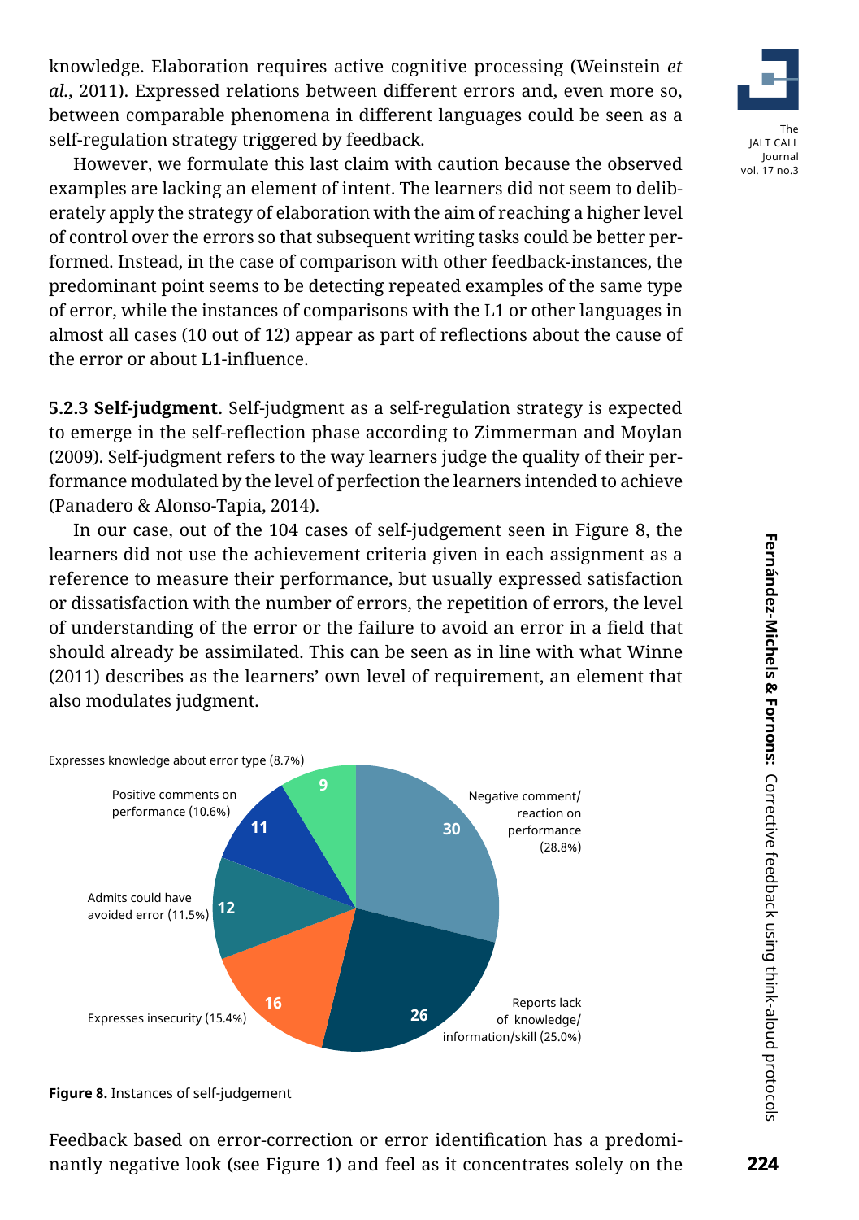knowledge. Elaboration requires active cognitive processing (Weinstein *et al.*, 2011). Expressed relations between different errors and, even more so, between comparable phenomena in different languages could be seen as a self-regulation strategy triggered by feedback.

However, we formulate this last claim with caution because the observed examples are lacking an element of intent. The learners did not seem to deliberately apply the strategy of elaboration with the aim of reaching a higher level of control over the errors so that subsequent writing tasks could be better performed. Instead, in the case of comparison with other feedback-instances, the predominant point seems to be detecting repeated examples of the same type of error, while the instances of comparisons with the L1 or other languages in almost all cases (10 out of 12) appear as part of reflections about the cause of the error or about L1-influence.

**5.2.3 Self-judgment.** Self-judgment as a self-regulation strategy is expected to emerge in the self-reflection phase according to Zimmerman and Moylan (2009). Self-judgment refers to the way learners judge the quality of their performance modulated by the level of perfection the learners intended to achieve (Panadero & Alonso-Tapia, 2014).

In our case, out of the 104 cases of self-judgement seen in Figure 8, the learners did not use the achievement criteria given in each assignment as a reference to measure their performance, but usually expressed satisfaction or dissatisfaction with the number of errors, the repetition of errors, the level of understanding of the error or the failure to avoid an error in a field that should already be assimilated. This can be seen as in line with what Winne (2011) describes as the learners' own level of requirement, an element that also modulates judgment.

| Category | Count | Percentage |
|---|---|---|
| Negative comment/ reaction on performance | 30 | 28.8% |
| Reports lack of knowledge/ information/skill | 26 | 25.0% |
| Expresses insecurity | 16 | 15.4% |
| Admits could have avoided error | 12 | 11.5% |
| Positive comments on performance | 11 | 10.6% |
| Expresses knowledge about error type | 9 | 8.7% |

**Figure 8.** Instances of self-judgement

Feedback based on error-correction or error identification has a predominantly negative look (see Figure 1) and feel as it concentrates solely on the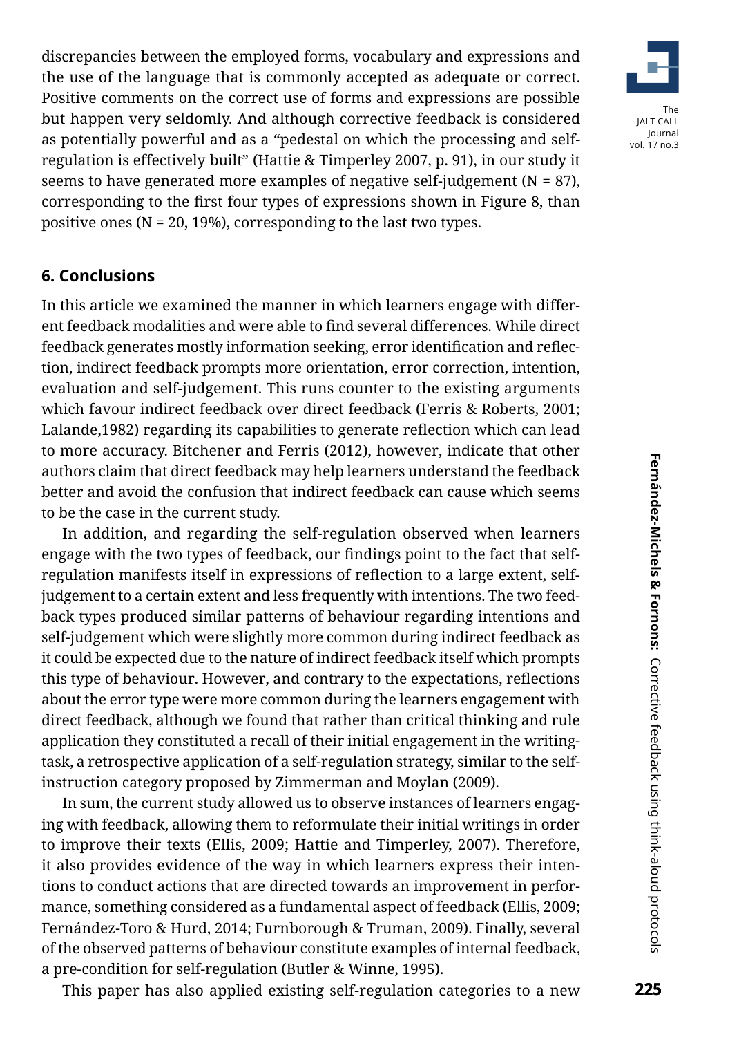discrepancies between the employed forms, vocabulary and expressions and the use of the language that is commonly accepted as adequate or correct. Positive comments on the correct use of forms and expressions are possible but happen very seldomly. And although corrective feedback is considered as potentially powerful and as a "pedestal on which the processing and self-regulation is effectively built" (Hattie & Timperley 2007, p. 91), in our study it seems to have generated more examples of negative self-judgement (N = 87), corresponding to the first four types of expressions shown in Figure 8, than positive ones (N = 20, 19%), corresponding to the last two types.

## 6. Conclusions

In this article we examined the manner in which learners engage with different feedback modalities and were able to find several differences. While direct feedback generates mostly information seeking, error identification and reflection, indirect feedback prompts more orientation, error correction, intention, evaluation and self-judgement. This runs counter to the existing arguments which favour indirect feedback over direct feedback (Ferris & Roberts, 2001; Lalande,1982) regarding its capabilities to generate reflection which can lead to more accuracy. Bitchener and Ferris (2012), however, indicate that other authors claim that direct feedback may help learners understand the feedback better and avoid the confusion that indirect feedback can cause which seems to be the case in the current study.

In addition, and regarding the self-regulation observed when learners engage with the two types of feedback, our findings point to the fact that self-regulation manifests itself in expressions of reflection to a large extent, self-judgement to a certain extent and less frequently with intentions. The two feedback types produced similar patterns of behaviour regarding intentions and self-judgement which were slightly more common during indirect feedback as it could be expected due to the nature of indirect feedback itself which prompts this type of behaviour. However, and contrary to the expectations, reflections about the error type were more common during the learners engagement with direct feedback, although we found that rather than critical thinking and rule application they constituted a recall of their initial engagement in the writing-task, a retrospective application of a self-regulation strategy, similar to the self-instruction category proposed by Zimmerman and Moylan (2009).

In sum, the current study allowed us to observe instances of learners engaging with feedback, allowing them to reformulate their initial writings in order to improve their texts (Ellis, 2009; Hattie and Timperley, 2007). Therefore, it also provides evidence of the way in which learners express their intentions to conduct actions that are directed towards an improvement in performance, something considered as a fundamental aspect of feedback (Ellis, 2009; Fernández-Toro & Hurd, 2014; Furnborough & Truman, 2009). Finally, several of the observed patterns of behaviour constitute examples of internal feedback, a pre-condition for self-regulation (Butler & Winne, 1995).

This paper has also applied existing self-regulation categories to a new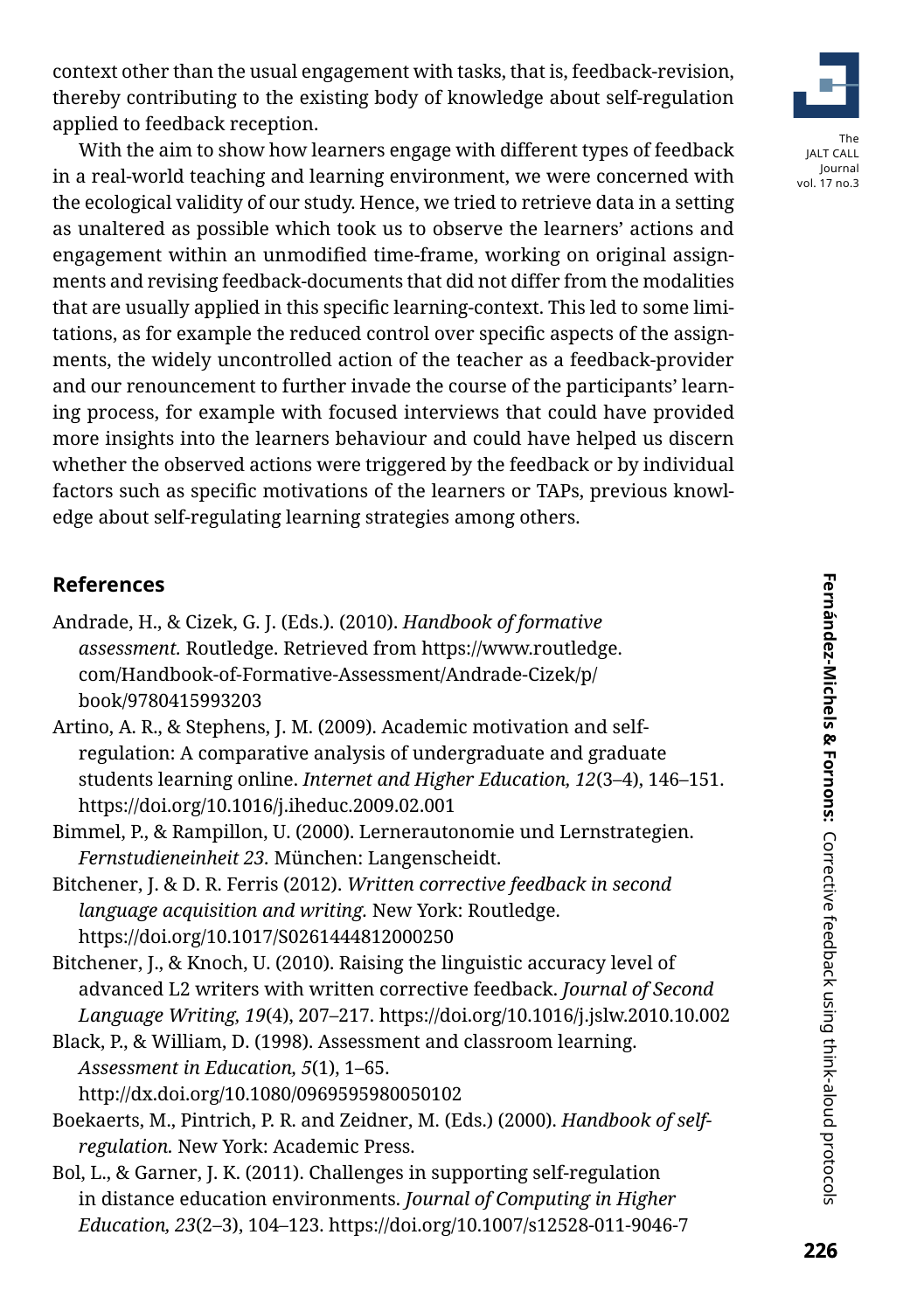context other than the usual engagement with tasks, that is, feedback-revision, thereby contributing to the existing body of knowledge about self-regulation applied to feedback reception.

With the aim to show how learners engage with different types of feedback in a real-world teaching and learning environment, we were concerned with the ecological validity of our study. Hence, we tried to retrieve data in a setting as unaltered as possible which took us to observe the learners' actions and engagement within an unmodified time-frame, working on original assignments and revising feedback-documents that did not differ from the modalities that are usually applied in this specific learning-context. This led to some limitations, as for example the reduced control over specific aspects of the assignments, the widely uncontrolled action of the teacher as a feedback-provider and our renouncement to further invade the course of the participants' learning process, for example with focused interviews that could have provided more insights into the learners behaviour and could have helped us discern whether the observed actions were triggered by the feedback or by individual factors such as specific motivations of the learners or TAPs, previous knowledge about self-regulating learning strategies among others.

## References

Andrade, H., & Cizek, G. J. (Eds.). (2010). *Handbook of formative assessment.* Routledge. Retrieved from https://www.routledge.com/Handbook-of-Formative-Assessment/Andrade-Cizek/p/book/9780415993203

Artino, A. R., & Stephens, J. M. (2009). Academic motivation and self-regulation: A comparative analysis of undergraduate and graduate students learning online. *Internet and Higher Education, 12*(3–4), 146–151. https://doi.org/10.1016/j.iheduc.2009.02.001

Bimmel, P., & Rampillon, U. (2000). Lernerautonomie und Lernstrategien. *Fernstudieneinheit 23*. München: Langenscheidt.

Bitchener, J. & D. R. Ferris (2012). *Written corrective feedback in second language acquisition and writing.* New York: Routledge. https://doi.org/10.1017/S0261444812000250

Bitchener, J., & Knoch, U. (2010). Raising the linguistic accuracy level of advanced L2 writers with written corrective feedback. *Journal of Second Language Writing, 19*(4), 207–217. https://doi.org/10.1016/j.jslw.2010.10.002

Black, P., & William, D. (1998). Assessment and classroom learning. *Assessment in Education, 5*(1), 1–65. http://dx.doi.org/10.1080/0969595980050102

Boekaerts, M., Pintrich, P. R. and Zeidner, M. (Eds.) (2000). *Handbook of self-regulation.* New York: Academic Press.

Bol, L., & Garner, J. K. (2011). Challenges in supporting self-regulation in distance education environments. *Journal of Computing in Higher Education, 23*(2–3), 104–123. https://doi.org/10.1007/s12528-011-9046-7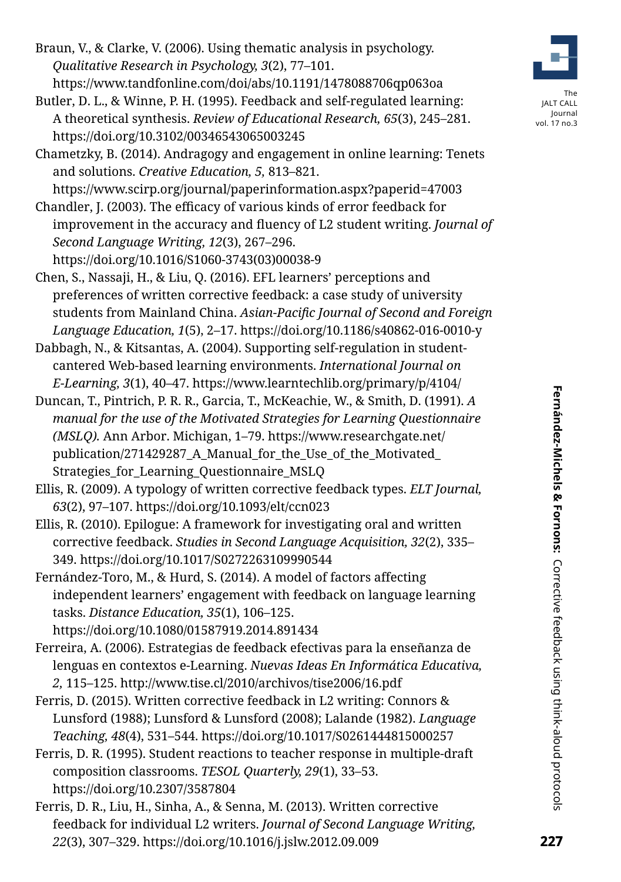Braun, V., & Clarke, V. (2006). Using thematic analysis in psychology. *Qualitative Research in Psychology, 3*(2), 77–101. https://www.tandfonline.com/doi/abs/10.1191/1478088706qp063oa

Butler, D. L., & Winne, P. H. (1995). Feedback and self-regulated learning: A theoretical synthesis. *Review of Educational Research, 65*(3), 245–281. https://doi.org/10.3102/00346543065003245

Chametzky, B. (2014). Andragogy and engagement in online learning: Tenets and solutions. *Creative Education, 5,* 813–821. https://www.scirp.org/journal/paperinformation.aspx?paperid=47003

Chandler, J. (2003). The efficacy of various kinds of error feedback for improvement in the accuracy and fluency of L2 student writing. *Journal of Second Language Writing, 12*(3), 267–296. https://doi.org/10.1016/S1060-3743(03)00038-9

Chen, S., Nassaji, H., & Liu, Q. (2016). EFL learners' perceptions and preferences of written corrective feedback: a case study of university students from Mainland China. *Asian-Pacific Journal of Second and Foreign Language Education, 1*(5), 2–17. https://doi.org/10.1186/s40862-016-0010-y

Dabbagh, N., & Kitsantas, A. (2004). Supporting self-regulation in student-cantered Web-based learning environments. *International Journal on E-Learning, 3*(1), 40–47. https://www.learntechlib.org/primary/p/4104/

Duncan, T., Pintrich, P. R. R., Garcia, T., McKeachie, W., & Smith, D. (1991). *A manual for the use of the Motivated Strategies for Learning Questionnaire (MSLQ).* Ann Arbor. Michigan, 1–79. https://www.researchgate.net/publication/271429287_A_Manual_for_the_Use_of_the_Motivated_Strategies_for_Learning_Questionnaire_MSLQ

Ellis, R. (2009). A typology of written corrective feedback types. *ELT Journal, 63*(2), 97–107. https://doi.org/10.1093/elt/ccn023

Ellis, R. (2010). Epilogue: A framework for investigating oral and written corrective feedback. *Studies in Second Language Acquisition, 32*(2), 335–349. https://doi.org/10.1017/S0272263109990544

Fernández-Toro, M., & Hurd, S. (2014). A model of factors affecting independent learners' engagement with feedback on language learning tasks. *Distance Education, 35*(1), 106–125. https://doi.org/10.1080/01587919.2014.891434

Ferreira, A. (2006). Estrategias de feedback efectivas para la enseñanza de lenguas en contextos e-Learning. *Nuevas Ideas En Informática Educativa, 2,* 115–125. http://www.tise.cl/2010/archivos/tise2006/16.pdf

Ferris, D. (2015). Written corrective feedback in L2 writing: Connors & Lunsford (1988); Lunsford & Lunsford (2008); Lalande (1982). *Language Teaching, 48*(4), 531–544. https://doi.org/10.1017/S0261444815000257

Ferris, D. R. (1995). Student reactions to teacher response in multiple-draft composition classrooms. *TESOL Quarterly, 29*(1), 33–53. https://doi.org/10.2307/3587804

Ferris, D. R., Liu, H., Sinha, A., & Senna, M. (2013). Written corrective feedback for individual L2 writers. *Journal of Second Language Writing, 22*(3), 307–329. https://doi.org/10.1016/j.jslw.2012.09.009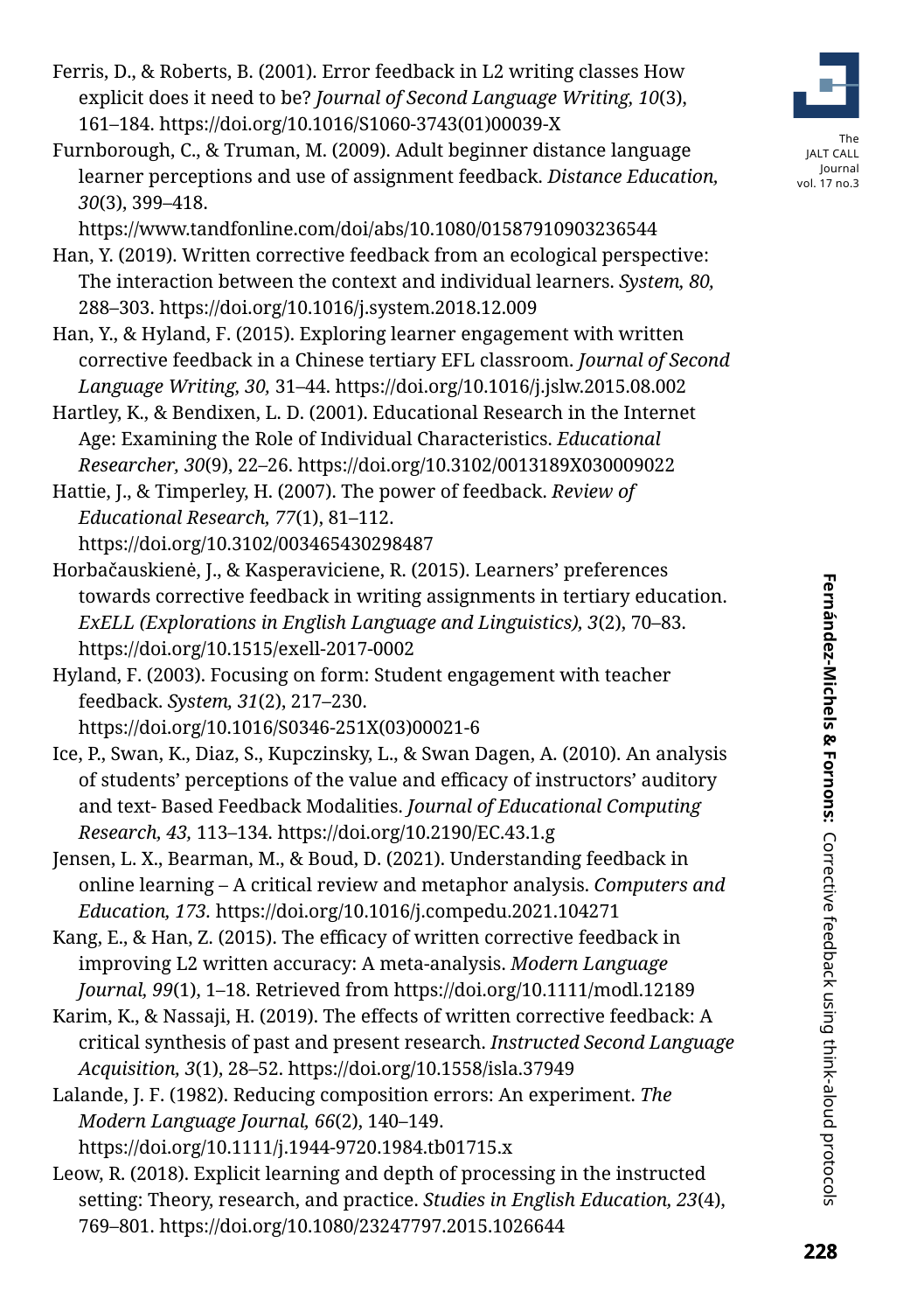Ferris, D., & Roberts, B. (2001). Error feedback in L2 writing classes How explicit does it need to be? *Journal of Second Language Writing, 10*(3), 161–184. https://doi.org/10.1016/S1060-3743(01)00039-X

Furnborough, C., & Truman, M. (2009). Adult beginner distance language learner perceptions and use of assignment feedback. *Distance Education, 30*(3), 399–418. https://www.tandfonline.com/doi/abs/10.1080/01587910903236544

Han, Y. (2019). Written corrective feedback from an ecological perspective: The interaction between the context and individual learners. *System, 80,* 288–303. https://doi.org/10.1016/j.system.2018.12.009

Han, Y., & Hyland, F. (2015). Exploring learner engagement with written corrective feedback in a Chinese tertiary EFL classroom. *Journal of Second Language Writing, 30,* 31–44. https://doi.org/10.1016/j.jslw.2015.08.002

Hartley, K., & Bendixen, L. D. (2001). Educational Research in the Internet Age: Examining the Role of Individual Characteristics. *Educational Researcher, 30*(9), 22–26. https://doi.org/10.3102/0013189X030009022

Hattie, J., & Timperley, H. (2007). The power of feedback. *Review of Educational Research, 77*(1), 81–112. https://doi.org/10.3102/003465430298487

Horbačauskienė, J., & Kasperaviciene, R. (2015). Learners' preferences towards corrective feedback in writing assignments in tertiary education. *ExELL (Explorations in English Language and Linguistics), 3*(2), 70–83. https://doi.org/10.1515/exell-2017-0002

Hyland, F. (2003). Focusing on form: Student engagement with teacher feedback. *System, 31*(2), 217–230. https://doi.org/10.1016/S0346-251X(03)00021-6

Ice, P., Swan, K., Diaz, S., Kupczinsky, L., & Swan Dagen, A. (2010). An analysis of students' perceptions of the value and efficacy of instructors' auditory and text- Based Feedback Modalities. *Journal of Educational Computing Research, 43,* 113–134. https://doi.org/10.2190/EC.43.1.g

Jensen, L. X., Bearman, M., & Boud, D. (2021). Understanding feedback in online learning – A critical review and metaphor analysis. *Computers and Education, 173.* https://doi.org/10.1016/j.compedu.2021.104271

Kang, E., & Han, Z. (2015). The efficacy of written corrective feedback in improving L2 written accuracy: A meta-analysis. *Modern Language Journal, 99*(1), 1–18. Retrieved from https://doi.org/10.1111/modl.12189

Karim, K., & Nassaji, H. (2019). The effects of written corrective feedback: A critical synthesis of past and present research. *Instructed Second Language Acquisition, 3*(1), 28–52. https://doi.org/10.1558/isla.37949

Lalande, J. F. (1982). Reducing composition errors: An experiment. *The Modern Language Journal, 66*(2), 140–149. https://doi.org/10.1111/j.1944-9720.1984.tb01715.x

Leow, R. (2018). Explicit learning and depth of processing in the instructed setting: Theory, research, and practice. *Studies in English Education, 23*(4), 769–801. https://doi.org/10.1080/23247797.2015.1026644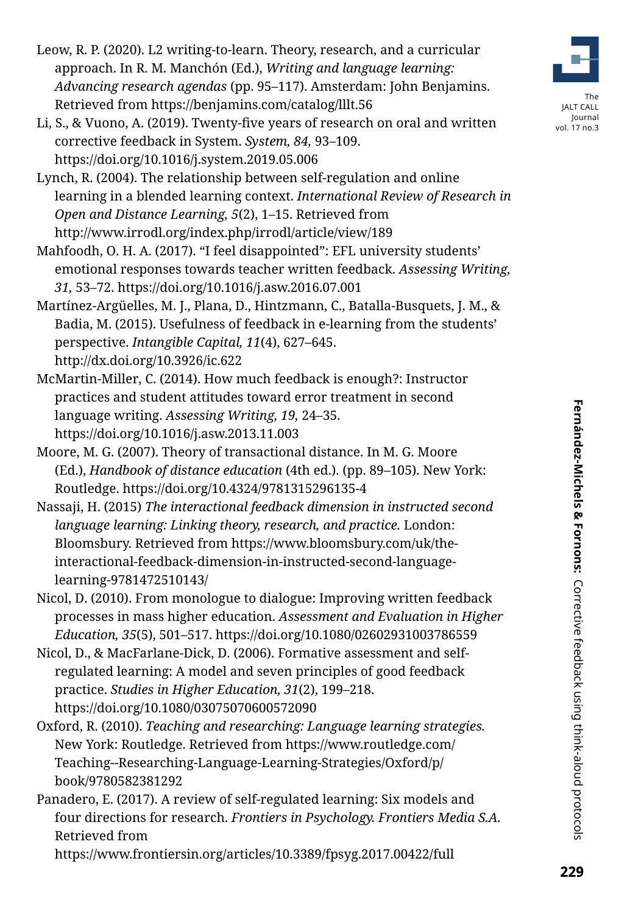Leow, R. P. (2020). L2 writing-to-learn. Theory, research, and a curricular approach. In R. M. Manchón (Ed.), *Writing and language learning: Advancing research agendas* (pp. 95–117). Amsterdam: John Benjamins. Retrieved from https://benjamins.com/catalog/lllt.56

Li, S., & Vuono, A. (2019). Twenty-five years of research on oral and written corrective feedback in System. *System, 84,* 93–109. https://doi.org/10.1016/j.system.2019.05.006

Lynch, R. (2004). The relationship between self-regulation and online learning in a blended learning context. *International Review of Research in Open and Distance Learning, 5*(2), 1–15. Retrieved from http://www.irrodl.org/index.php/irrodl/article/view/189

Mahfoodh, O. H. A. (2017). "I feel disappointed": EFL university students' emotional responses towards teacher written feedback. *Assessing Writing, 31,* 53–72. https://doi.org/10.1016/j.asw.2016.07.001

Martínez-Argüelles, M. J., Plana, D., Hintzmann, C., Batalla-Busquets, J. M., & Badia, M. (2015). Usefulness of feedback in e-learning from the students' perspective. *Intangible Capital, 11*(4), 627–645. http://dx.doi.org/10.3926/ic.622

McMartin-Miller, C. (2014). How much feedback is enough?: Instructor practices and student attitudes toward error treatment in second language writing. *Assessing Writing, 19,* 24–35. https://doi.org/10.1016/j.asw.2013.11.003

Moore, M. G. (2007). Theory of transactional distance. In M. G. Moore (Ed.), *Handbook of distance education* (4th ed.). (pp. 89–105). New York: Routledge. https://doi.org/10.4324/9781315296135-4

Nassaji, H. (2015) *The interactional feedback dimension in instructed second language learning: Linking theory, research, and practice.* London: Bloomsbury. Retrieved from https://www.bloomsbury.com/uk/the-interactional-feedback-dimension-in-instructed-second-language-learning-9781472510143/

Nicol, D. (2010). From monologue to dialogue: Improving written feedback processes in mass higher education. *Assessment and Evaluation in Higher Education, 35*(5), 501–517. https://doi.org/10.1080/02602931003786559

Nicol, D., & MacFarlane-Dick, D. (2006). Formative assessment and self-regulated learning: A model and seven principles of good feedback practice. *Studies in Higher Education, 31*(2), 199–218. https://doi.org/10.1080/03075070600572090

Oxford, R. (2010). *Teaching and researching: Language learning strategies.* New York: Routledge. Retrieved from https://www.routledge.com/Teaching--Researching-Language-Learning-Strategies/Oxford/p/book/9780582381292

Panadero, E. (2017). A review of self-regulated learning: Six models and four directions for research. *Frontiers in Psychology. Frontiers Media S.A.* Retrieved from https://www.frontiersin.org/articles/10.3389/fpsyg.2017.00422/full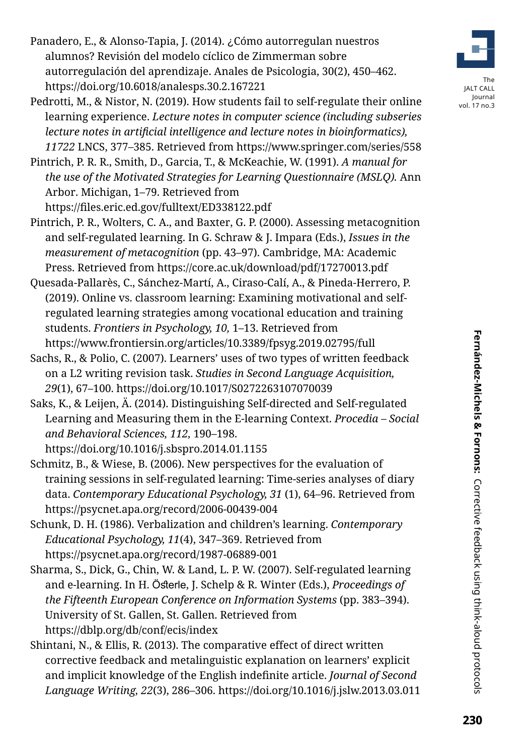Panadero, E., & Alonso-Tapia, J. (2014). ¿Cómo autorregulan nuestros alumnos? Revisión del modelo cíclico de Zimmerman sobre autorregulación del aprendizaje. Anales de Psicologia, 30(2), 450–462. https://doi.org/10.6018/analesps.30.2.167221

Pedrotti, M., & Nistor, N. (2019). How students fail to self-regulate their online learning experience. *Lecture notes in computer science (including subseries lecture notes in artificial intelligence and lecture notes in bioinformatics), 11722* LNCS, 377–385. Retrieved from https://www.springer.com/series/558

Pintrich, P. R. R., Smith, D., Garcia, T., & McKeachie, W. (1991). *A manual for the use of the Motivated Strategies for Learning Questionnaire (MSLQ).* Ann Arbor. Michigan, 1–79. Retrieved from https://files.eric.ed.gov/fulltext/ED338122.pdf

Pintrich, P. R., Wolters, C. A., and Baxter, G. P. (2000). Assessing metacognition and self-regulated learning. In G. Schraw & J. Impara (Eds.), *Issues in the measurement of metacognition* (pp. 43–97). Cambridge, MA: Academic Press. Retrieved from https://core.ac.uk/download/pdf/17270013.pdf

Quesada-Pallarès, C., Sánchez-Martí, A., Ciraso-Calí, A., & Pineda-Herrero, P. (2019). Online vs. classroom learning: Examining motivational and self-regulated learning strategies among vocational education and training students. *Frontiers in Psychology, 10,* 1–13. Retrieved from https://www.frontiersin.org/articles/10.3389/fpsyg.2019.02795/full

Sachs, R., & Polio, C. (2007). Learners' uses of two types of written feedback on a L2 writing revision task. *Studies in Second Language Acquisition, 29*(1), 67–100. https://doi.org/10.1017/S0272263107070039

Saks, K., & Leijen, Ä. (2014). Distinguishing Self-directed and Self-regulated Learning and Measuring them in the E-learning Context. *Procedia – Social and Behavioral Sciences, 112,* 190–198. https://doi.org/10.1016/j.sbspro.2014.01.1155

Schmitz, B., & Wiese, B. (2006). New perspectives for the evaluation of training sessions in self-regulated learning: Time-series analyses of diary data. *Contemporary Educational Psychology, 31* (1), 64–96. Retrieved from https://psycnet.apa.org/record/2006-00439-004

Schunk, D. H. (1986). Verbalization and children's learning. *Contemporary Educational Psychology, 11*(4), 347–369. Retrieved from https://psycnet.apa.org/record/1987-06889-001

Sharma, S., Dick, G., Chin, W. & Land, L. P. W. (2007). Self-regulated learning and e-learning. In H. Österle, J. Schelp & R. Winter (Eds.), *Proceedings of the Fifteenth European Conference on Information Systems* (pp. 383–394). University of St. Gallen, St. Gallen. Retrieved from https://dblp.org/db/conf/ecis/index

Shintani, N., & Ellis, R. (2013). The comparative effect of direct written corrective feedback and metalinguistic explanation on learners' explicit and implicit knowledge of the English indefinite article. *Journal of Second Language Writing, 22*(3), 286–306. https://doi.org/10.1016/j.jslw.2013.03.011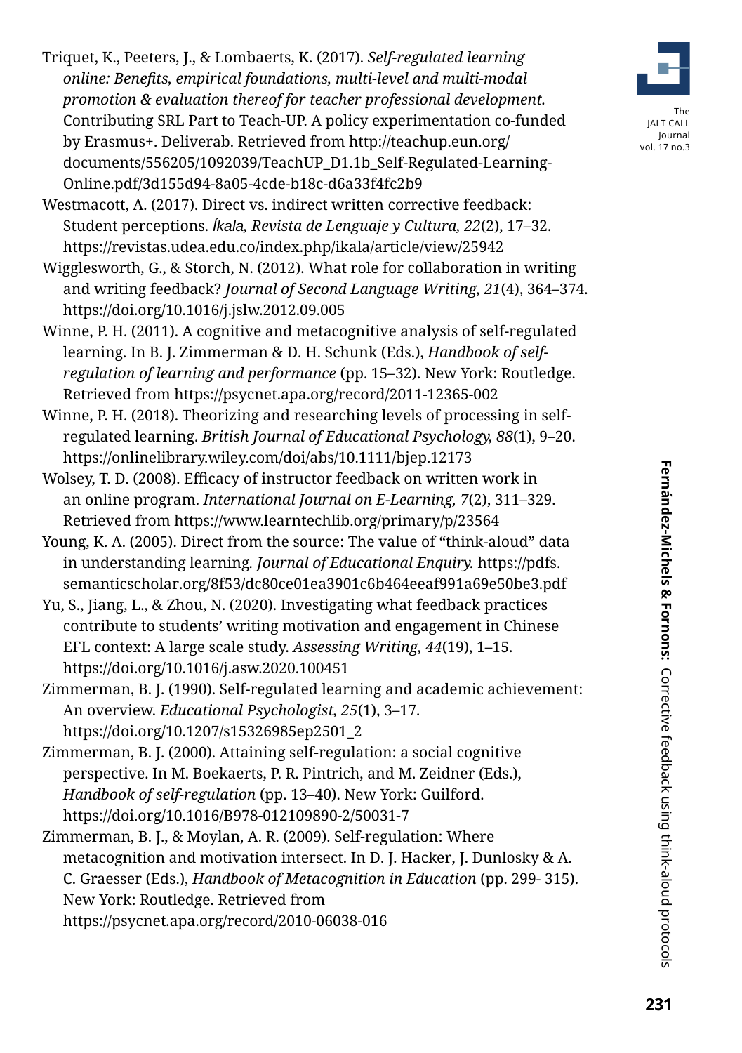Triquet, K., Peeters, J., & Lombaerts, K. (2017). *Self-regulated learning online: Benefits, empirical foundations, multi-level and multi-modal promotion & evaluation thereof for teacher professional development.* Contributing SRL Part to Teach-UP. A policy experimentation co-funded by Erasmus+. Deliverab. Retrieved from http://teachup.eun.org/documents/556205/1092039/TeachUP_D1.1b_Self-Regulated-Learning-Online.pdf/3d155d94-8a05-4cde-b18c-d6a33f4fc2b9

Westmacott, A. (2017). Direct vs. indirect written corrective feedback: Student perceptions. *Íkala, Revista de Lenguaje y Cultura, 22*(2), 17–32. https://revistas.udea.edu.co/index.php/ikala/article/view/25942

Wigglesworth, G., & Storch, N. (2012). What role for collaboration in writing and writing feedback? *Journal of Second Language Writing, 21*(4), 364–374. https://doi.org/10.1016/j.jslw.2012.09.005

Winne, P. H. (2011). A cognitive and metacognitive analysis of self-regulated learning. In B. J. Zimmerman & D. H. Schunk (Eds.), *Handbook of self-regulation of learning and performance* (pp. 15–32). New York: Routledge. Retrieved from https://psycnet.apa.org/record/2011-12365-002

Winne, P. H. (2018). Theorizing and researching levels of processing in self-regulated learning. *British Journal of Educational Psychology, 88*(1), 9–20. https://onlinelibrary.wiley.com/doi/abs/10.1111/bjep.12173

Wolsey, T. D. (2008). Efficacy of instructor feedback on written work in an online program. *International Journal on E-Learning, 7*(2), 311–329. Retrieved from https://www.learntechlib.org/primary/p/23564

Young, K. A. (2005). Direct from the source: The value of "think-aloud" data in understanding learning. *Journal of Educational Enquiry.* https://pdfs.semanticscholar.org/8f53/dc80ce01ea3901c6b464eeaf991a69e50be3.pdf

Yu, S., Jiang, L., & Zhou, N. (2020). Investigating what feedback practices contribute to students' writing motivation and engagement in Chinese EFL context: A large scale study. *Assessing Writing, 44*(19), 1–15. https://doi.org/10.1016/j.asw.2020.100451

Zimmerman, B. J. (1990). Self-regulated learning and academic achievement: An overview. *Educational Psychologist, 25*(1), 3–17. https://doi.org/10.1207/s15326985ep2501_2

Zimmerman, B. J. (2000). Attaining self-regulation: a social cognitive perspective. In M. Boekaerts, P. R. Pintrich, and M. Zeidner (Eds.), *Handbook of self-regulation* (pp. 13–40). New York: Guilford. https://doi.org/10.1016/B978-012109890-2/50031-7

Zimmerman, B. J., & Moylan, A. R. (2009). Self-regulation: Where metacognition and motivation intersect. In D. J. Hacker, J. Dunlosky & A. C. Graesser (Eds.), *Handbook of Metacognition in Education* (pp. 299- 315). New York: Routledge. Retrieved from https://psycnet.apa.org/record/2010-06038-016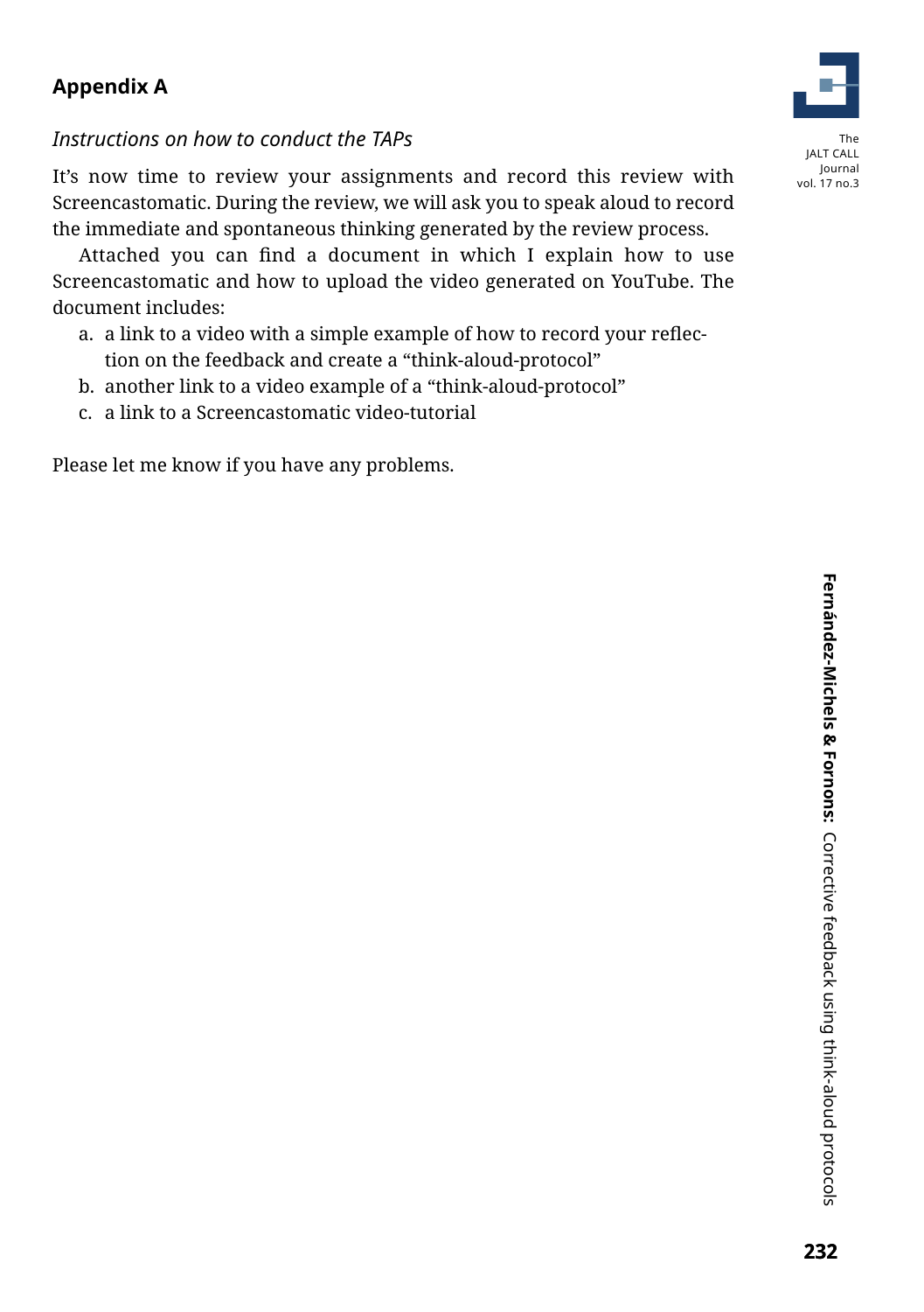## Appendix A

*Instructions on how to conduct the TAPs*

It's now time to review your assignments and record this review with Screencastomatic. During the review, we will ask you to speak aloud to record the immediate and spontaneous thinking generated by the review process.

Attached you can find a document in which I explain how to use Screencastomatic and how to upload the video generated on YouTube. The document includes:

a. a link to a video with a simple example of how to record your reflection on the feedback and create a "think-aloud-protocol"
b. another link to a video example of a "think-aloud-protocol"
c. a link to a Screencastomatic video-tutorial

Please let me know if you have any problems.